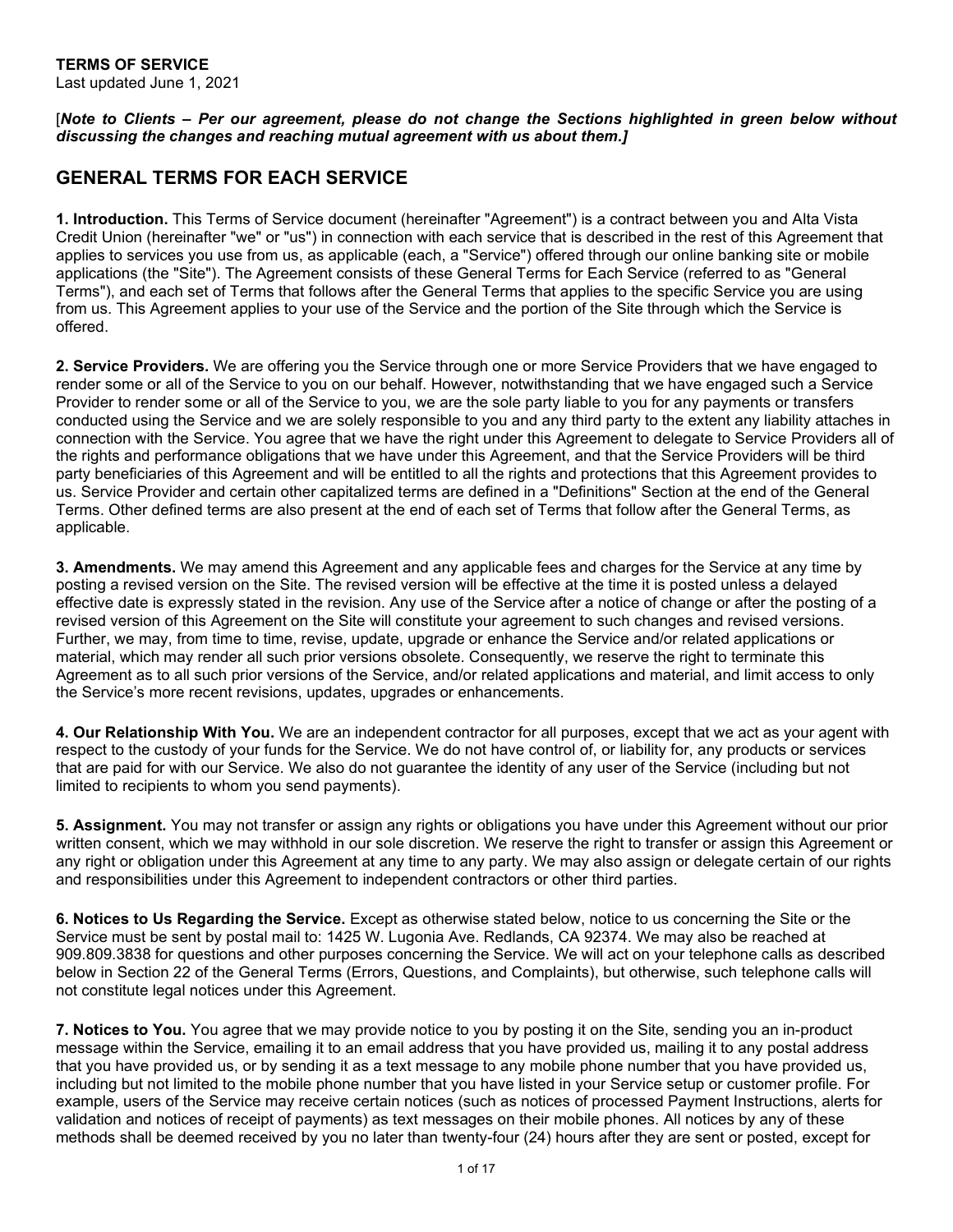**TERMS OF SERVICE**
Last updated June 1, 2021

[***Note to Clients – Per our agreement, please do not change the Sections highlighted in green below without discussing the changes and reaching mutual agreement with us about them.]***

## GENERAL TERMS FOR EACH SERVICE

**1. Introduction.** This Terms of Service document (hereinafter "Agreement") is a contract between you and Alta Vista Credit Union (hereinafter "we" or "us") in connection with each service that is described in the rest of this Agreement that applies to services you use from us, as applicable (each, a "Service") offered through our online banking site or mobile applications (the "Site"). The Agreement consists of these General Terms for Each Service (referred to as "General Terms"), and each set of Terms that follows after the General Terms that applies to the specific Service you are using from us. This Agreement applies to your use of the Service and the portion of the Site through which the Service is offered.

**2. Service Providers.** We are offering you the Service through one or more Service Providers that we have engaged to render some or all of the Service to you on our behalf. However, notwithstanding that we have engaged such a Service Provider to render some or all of the Service to you, we are the sole party liable to you for any payments or transfers conducted using the Service and we are solely responsible to you and any third party to the extent any liability attaches in connection with the Service. You agree that we have the right under this Agreement to delegate to Service Providers all of the rights and performance obligations that we have under this Agreement, and that the Service Providers will be third party beneficiaries of this Agreement and will be entitled to all the rights and protections that this Agreement provides to us. Service Provider and certain other capitalized terms are defined in a "Definitions" Section at the end of the General Terms. Other defined terms are also present at the end of each set of Terms that follow after the General Terms, as applicable.

**3. Amendments.** We may amend this Agreement and any applicable fees and charges for the Service at any time by posting a revised version on the Site. The revised version will be effective at the time it is posted unless a delayed effective date is expressly stated in the revision. Any use of the Service after a notice of change or after the posting of a revised version of this Agreement on the Site will constitute your agreement to such changes and revised versions. Further, we may, from time to time, revise, update, upgrade or enhance the Service and/or related applications or material, which may render all such prior versions obsolete. Consequently, we reserve the right to terminate this Agreement as to all such prior versions of the Service, and/or related applications and material, and limit access to only the Service's more recent revisions, updates, upgrades or enhancements.

**4. Our Relationship With You.** We are an independent contractor for all purposes, except that we act as your agent with respect to the custody of your funds for the Service. We do not have control of, or liability for, any products or services that are paid for with our Service. We also do not guarantee the identity of any user of the Service (including but not limited to recipients to whom you send payments).

**5. Assignment.** You may not transfer or assign any rights or obligations you have under this Agreement without our prior written consent, which we may withhold in our sole discretion. We reserve the right to transfer or assign this Agreement or any right or obligation under this Agreement at any time to any party. We may also assign or delegate certain of our rights and responsibilities under this Agreement to independent contractors or other third parties.

**6. Notices to Us Regarding the Service.** Except as otherwise stated below, notice to us concerning the Site or the Service must be sent by postal mail to: 1425 W. Lugonia Ave. Redlands, CA 92374. We may also be reached at 909.809.3838 for questions and other purposes concerning the Service. We will act on your telephone calls as described below in Section 22 of the General Terms (Errors, Questions, and Complaints), but otherwise, such telephone calls will not constitute legal notices under this Agreement.

**7. Notices to You.** You agree that we may provide notice to you by posting it on the Site, sending you an in-product message within the Service, emailing it to an email address that you have provided us, mailing it to any postal address that you have provided us, or by sending it as a text message to any mobile phone number that you have provided us, including but not limited to the mobile phone number that you have listed in your Service setup or customer profile. For example, users of the Service may receive certain notices (such as notices of processed Payment Instructions, alerts for validation and notices of receipt of payments) as text messages on their mobile phones. All notices by any of these methods shall be deemed received by you no later than twenty-four (24) hours after they are sent or posted, except for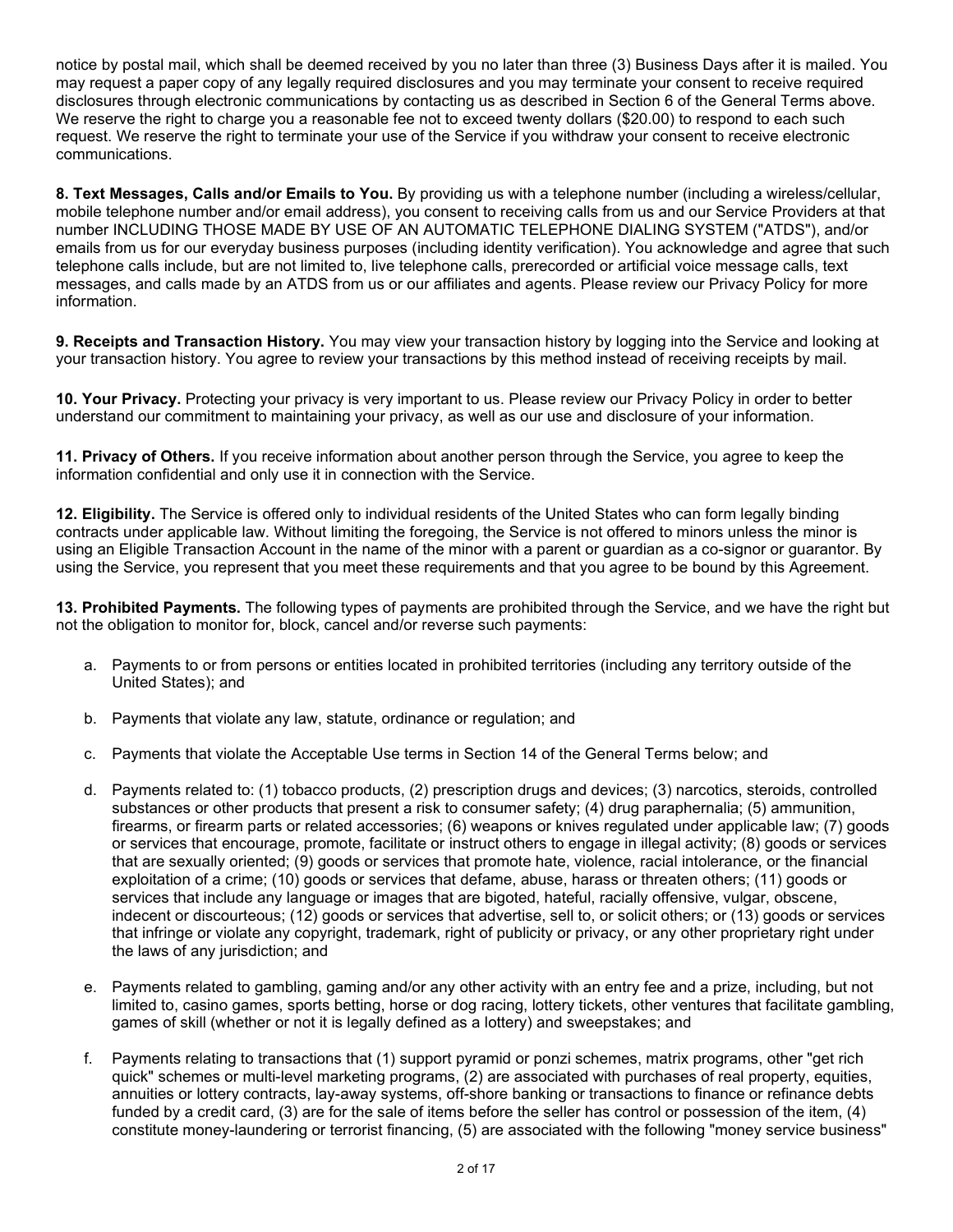notice by postal mail, which shall be deemed received by you no later than three (3) Business Days after it is mailed. You may request a paper copy of any legally required disclosures and you may terminate your consent to receive required disclosures through electronic communications by contacting us as described in Section 6 of the General Terms above. We reserve the right to charge you a reasonable fee not to exceed twenty dollars ($20.00) to respond to each such request. We reserve the right to terminate your use of the Service if you withdraw your consent to receive electronic communications.

**8. Text Messages, Calls and/or Emails to You.** By providing us with a telephone number (including a wireless/cellular, mobile telephone number and/or email address), you consent to receiving calls from us and our Service Providers at that number INCLUDING THOSE MADE BY USE OF AN AUTOMATIC TELEPHONE DIALING SYSTEM ("ATDS"), and/or emails from us for our everyday business purposes (including identity verification). You acknowledge and agree that such telephone calls include, but are not limited to, live telephone calls, prerecorded or artificial voice message calls, text messages, and calls made by an ATDS from us or our affiliates and agents. Please review our Privacy Policy for more information.

**9. Receipts and Transaction History.** You may view your transaction history by logging into the Service and looking at your transaction history. You agree to review your transactions by this method instead of receiving receipts by mail.

**10. Your Privacy.** Protecting your privacy is very important to us. Please review our Privacy Policy in order to better understand our commitment to maintaining your privacy, as well as our use and disclosure of your information.

**11. Privacy of Others.** If you receive information about another person through the Service, you agree to keep the information confidential and only use it in connection with the Service.

**12. Eligibility.** The Service is offered only to individual residents of the United States who can form legally binding contracts under applicable law. Without limiting the foregoing, the Service is not offered to minors unless the minor is using an Eligible Transaction Account in the name of the minor with a parent or guardian as a co-signor or guarantor. By using the Service, you represent that you meet these requirements and that you agree to be bound by this Agreement.

**13. Prohibited Payments.** The following types of payments are prohibited through the Service, and we have the right but not the obligation to monitor for, block, cancel and/or reverse such payments:

a. Payments to or from persons or entities located in prohibited territories (including any territory outside of the United States); and

b. Payments that violate any law, statute, ordinance or regulation; and

c. Payments that violate the Acceptable Use terms in Section 14 of the General Terms below; and

d. Payments related to: (1) tobacco products, (2) prescription drugs and devices; (3) narcotics, steroids, controlled substances or other products that present a risk to consumer safety; (4) drug paraphernalia; (5) ammunition, firearms, or firearm parts or related accessories; (6) weapons or knives regulated under applicable law; (7) goods or services that encourage, promote, facilitate or instruct others to engage in illegal activity; (8) goods or services that are sexually oriented; (9) goods or services that promote hate, violence, racial intolerance, or the financial exploitation of a crime; (10) goods or services that defame, abuse, harass or threaten others; (11) goods or services that include any language or images that are bigoted, hateful, racially offensive, vulgar, obscene, indecent or discourteous; (12) goods or services that advertise, sell to, or solicit others; or (13) goods or services that infringe or violate any copyright, trademark, right of publicity or privacy, or any other proprietary right under the laws of any jurisdiction; and

e. Payments related to gambling, gaming and/or any other activity with an entry fee and a prize, including, but not limited to, casino games, sports betting, horse or dog racing, lottery tickets, other ventures that facilitate gambling, games of skill (whether or not it is legally defined as a lottery) and sweepstakes; and

f. Payments relating to transactions that (1) support pyramid or ponzi schemes, matrix programs, other "get rich quick" schemes or multi-level marketing programs, (2) are associated with purchases of real property, equities, annuities or lottery contracts, lay-away systems, off-shore banking or transactions to finance or refinance debts funded by a credit card, (3) are for the sale of items before the seller has control or possession of the item, (4) constitute money-laundering or terrorist financing, (5) are associated with the following "money service business"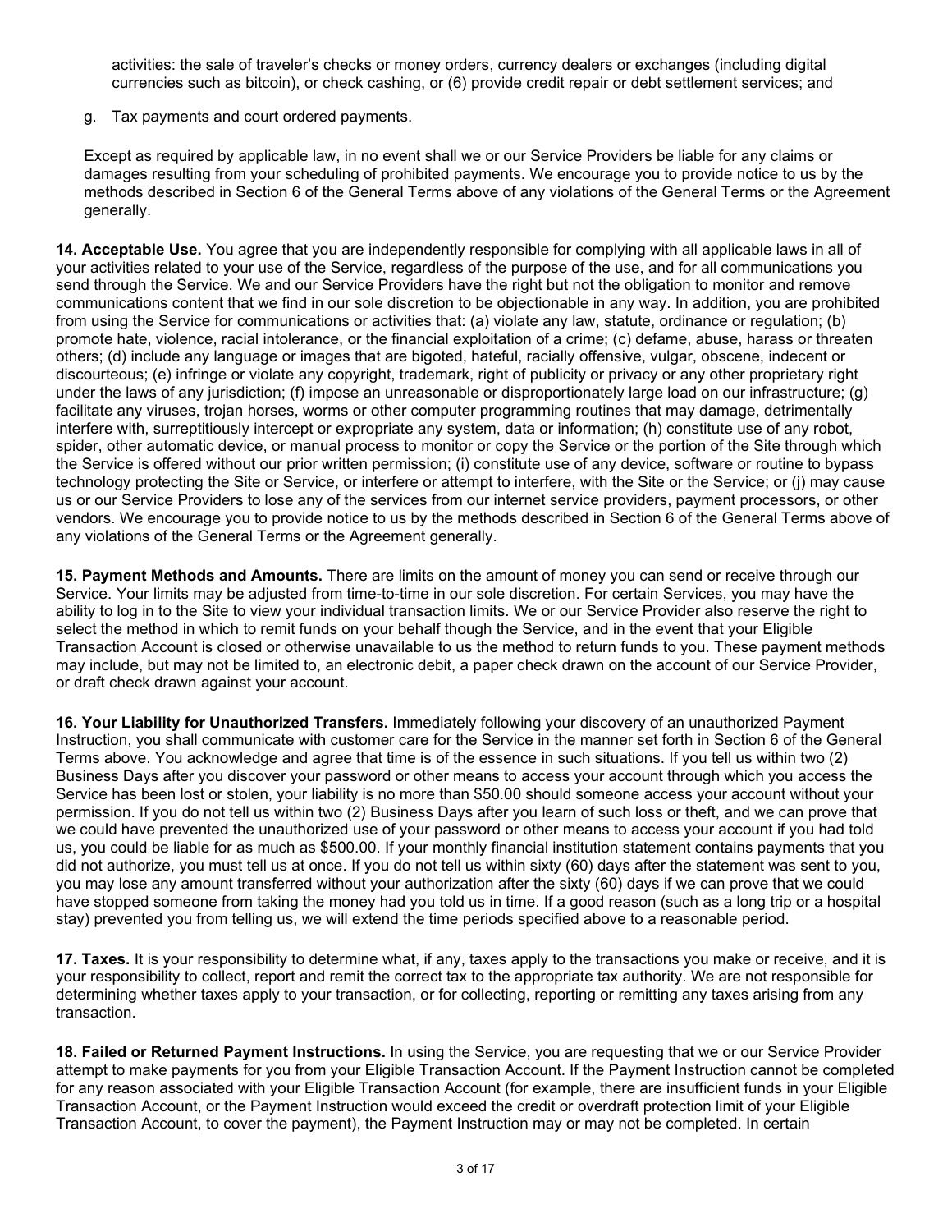activities: the sale of traveler's checks or money orders, currency dealers or exchanges (including digital currencies such as bitcoin), or check cashing, or (6) provide credit repair or debt settlement services; and

g. Tax payments and court ordered payments.

Except as required by applicable law, in no event shall we or our Service Providers be liable for any claims or damages resulting from your scheduling of prohibited payments. We encourage you to provide notice to us by the methods described in Section 6 of the General Terms above of any violations of the General Terms or the Agreement generally.

**14. Acceptable Use.** You agree that you are independently responsible for complying with all applicable laws in all of your activities related to your use of the Service, regardless of the purpose of the use, and for all communications you send through the Service. We and our Service Providers have the right but not the obligation to monitor and remove communications content that we find in our sole discretion to be objectionable in any way. In addition, you are prohibited from using the Service for communications or activities that: (a) violate any law, statute, ordinance or regulation; (b) promote hate, violence, racial intolerance, or the financial exploitation of a crime; (c) defame, abuse, harass or threaten others; (d) include any language or images that are bigoted, hateful, racially offensive, vulgar, obscene, indecent or discourteous; (e) infringe or violate any copyright, trademark, right of publicity or privacy or any other proprietary right under the laws of any jurisdiction; (f) impose an unreasonable or disproportionately large load on our infrastructure; (g) facilitate any viruses, trojan horses, worms or other computer programming routines that may damage, detrimentally interfere with, surreptitiously intercept or expropriate any system, data or information; (h) constitute use of any robot, spider, other automatic device, or manual process to monitor or copy the Service or the portion of the Site through which the Service is offered without our prior written permission; (i) constitute use of any device, software or routine to bypass technology protecting the Site or Service, or interfere or attempt to interfere, with the Site or the Service; or (j) may cause us or our Service Providers to lose any of the services from our internet service providers, payment processors, or other vendors. We encourage you to provide notice to us by the methods described in Section 6 of the General Terms above of any violations of the General Terms or the Agreement generally.

**15. Payment Methods and Amounts.** There are limits on the amount of money you can send or receive through our Service. Your limits may be adjusted from time-to-time in our sole discretion. For certain Services, you may have the ability to log in to the Site to view your individual transaction limits. We or our Service Provider also reserve the right to select the method in which to remit funds on your behalf though the Service, and in the event that your Eligible Transaction Account is closed or otherwise unavailable to us the method to return funds to you. These payment methods may include, but may not be limited to, an electronic debit, a paper check drawn on the account of our Service Provider, or draft check drawn against your account.

**16. Your Liability for Unauthorized Transfers.** Immediately following your discovery of an unauthorized Payment Instruction, you shall communicate with customer care for the Service in the manner set forth in Section 6 of the General Terms above. You acknowledge and agree that time is of the essence in such situations. If you tell us within two (2) Business Days after you discover your password or other means to access your account through which you access the Service has been lost or stolen, your liability is no more than $50.00 should someone access your account without your permission. If you do not tell us within two (2) Business Days after you learn of such loss or theft, and we can prove that we could have prevented the unauthorized use of your password or other means to access your account if you had told us, you could be liable for as much as $500.00. If your monthly financial institution statement contains payments that you did not authorize, you must tell us at once. If you do not tell us within sixty (60) days after the statement was sent to you, you may lose any amount transferred without your authorization after the sixty (60) days if we can prove that we could have stopped someone from taking the money had you told us in time. If a good reason (such as a long trip or a hospital stay) prevented you from telling us, we will extend the time periods specified above to a reasonable period.

**17. Taxes.** It is your responsibility to determine what, if any, taxes apply to the transactions you make or receive, and it is your responsibility to collect, report and remit the correct tax to the appropriate tax authority. We are not responsible for determining whether taxes apply to your transaction, or for collecting, reporting or remitting any taxes arising from any transaction.

**18. Failed or Returned Payment Instructions.** In using the Service, you are requesting that we or our Service Provider attempt to make payments for you from your Eligible Transaction Account. If the Payment Instruction cannot be completed for any reason associated with your Eligible Transaction Account (for example, there are insufficient funds in your Eligible Transaction Account, or the Payment Instruction would exceed the credit or overdraft protection limit of your Eligible Transaction Account, to cover the payment), the Payment Instruction may or may not be completed. In certain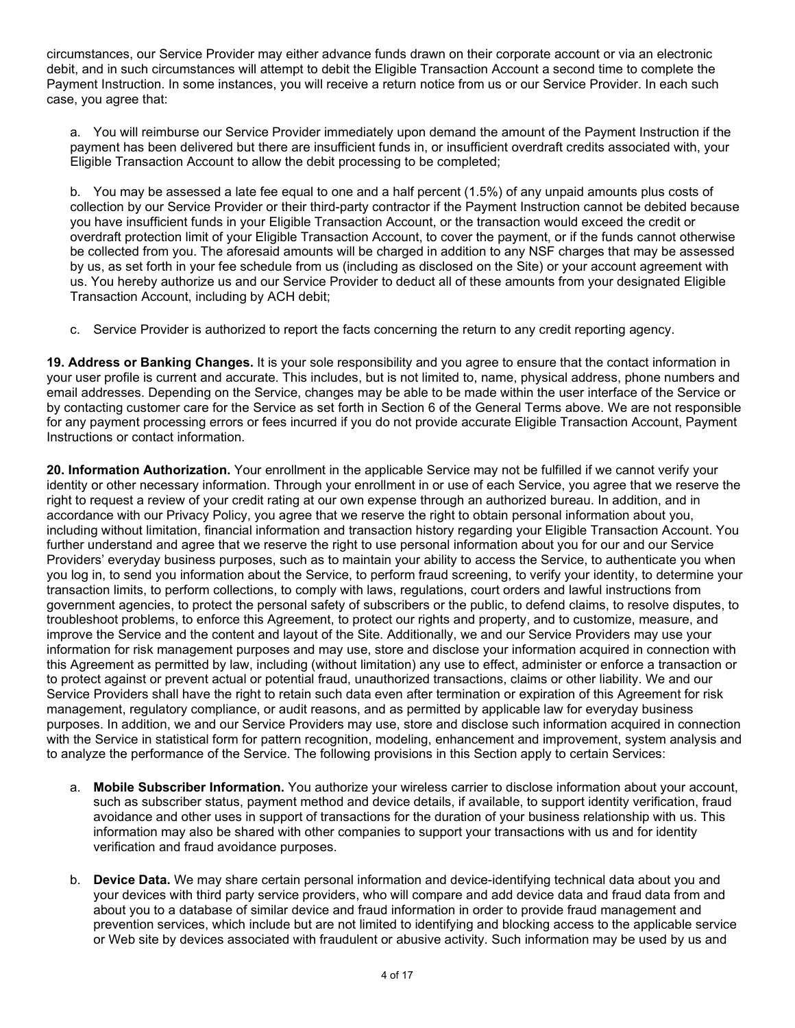circumstances, our Service Provider may either advance funds drawn on their corporate account or via an electronic debit, and in such circumstances will attempt to debit the Eligible Transaction Account a second time to complete the Payment Instruction. In some instances, you will receive a return notice from us or our Service Provider. In each such case, you agree that:

a. You will reimburse our Service Provider immediately upon demand the amount of the Payment Instruction if the payment has been delivered but there are insufficient funds in, or insufficient overdraft credits associated with, your Eligible Transaction Account to allow the debit processing to be completed;

b. You may be assessed a late fee equal to one and a half percent (1.5%) of any unpaid amounts plus costs of collection by our Service Provider or their third-party contractor if the Payment Instruction cannot be debited because you have insufficient funds in your Eligible Transaction Account, or the transaction would exceed the credit or overdraft protection limit of your Eligible Transaction Account, to cover the payment, or if the funds cannot otherwise be collected from you. The aforesaid amounts will be charged in addition to any NSF charges that may be assessed by us, as set forth in your fee schedule from us (including as disclosed on the Site) or your account agreement with us. You hereby authorize us and our Service Provider to deduct all of these amounts from your designated Eligible Transaction Account, including by ACH debit;

c. Service Provider is authorized to report the facts concerning the return to any credit reporting agency.

**19. Address or Banking Changes.** It is your sole responsibility and you agree to ensure that the contact information in your user profile is current and accurate. This includes, but is not limited to, name, physical address, phone numbers and email addresses. Depending on the Service, changes may be able to be made within the user interface of the Service or by contacting customer care for the Service as set forth in Section 6 of the General Terms above. We are not responsible for any payment processing errors or fees incurred if you do not provide accurate Eligible Transaction Account, Payment Instructions or contact information.

**20. Information Authorization.** Your enrollment in the applicable Service may not be fulfilled if we cannot verify your identity or other necessary information. Through your enrollment in or use of each Service, you agree that we reserve the right to request a review of your credit rating at our own expense through an authorized bureau. In addition, and in accordance with our Privacy Policy, you agree that we reserve the right to obtain personal information about you, including without limitation, financial information and transaction history regarding your Eligible Transaction Account. You further understand and agree that we reserve the right to use personal information about you for our and our Service Providers' everyday business purposes, such as to maintain your ability to access the Service, to authenticate you when you log in, to send you information about the Service, to perform fraud screening, to verify your identity, to determine your transaction limits, to perform collections, to comply with laws, regulations, court orders and lawful instructions from government agencies, to protect the personal safety of subscribers or the public, to defend claims, to resolve disputes, to troubleshoot problems, to enforce this Agreement, to protect our rights and property, and to customize, measure, and improve the Service and the content and layout of the Site. Additionally, we and our Service Providers may use your information for risk management purposes and may use, store and disclose your information acquired in connection with this Agreement as permitted by law, including (without limitation) any use to effect, administer or enforce a transaction or to protect against or prevent actual or potential fraud, unauthorized transactions, claims or other liability. We and our Service Providers shall have the right to retain such data even after termination or expiration of this Agreement for risk management, regulatory compliance, or audit reasons, and as permitted by applicable law for everyday business purposes. In addition, we and our Service Providers may use, store and disclose such information acquired in connection with the Service in statistical form for pattern recognition, modeling, enhancement and improvement, system analysis and to analyze the performance of the Service. The following provisions in this Section apply to certain Services:

a. **Mobile Subscriber Information.** You authorize your wireless carrier to disclose information about your account, such as subscriber status, payment method and device details, if available, to support identity verification, fraud avoidance and other uses in support of transactions for the duration of your business relationship with us. This information may also be shared with other companies to support your transactions with us and for identity verification and fraud avoidance purposes.

b. **Device Data.** We may share certain personal information and device-identifying technical data about you and your devices with third party service providers, who will compare and add device data and fraud data from and about you to a database of similar device and fraud information in order to provide fraud management and prevention services, which include but are not limited to identifying and blocking access to the applicable service or Web site by devices associated with fraudulent or abusive activity. Such information may be used by us and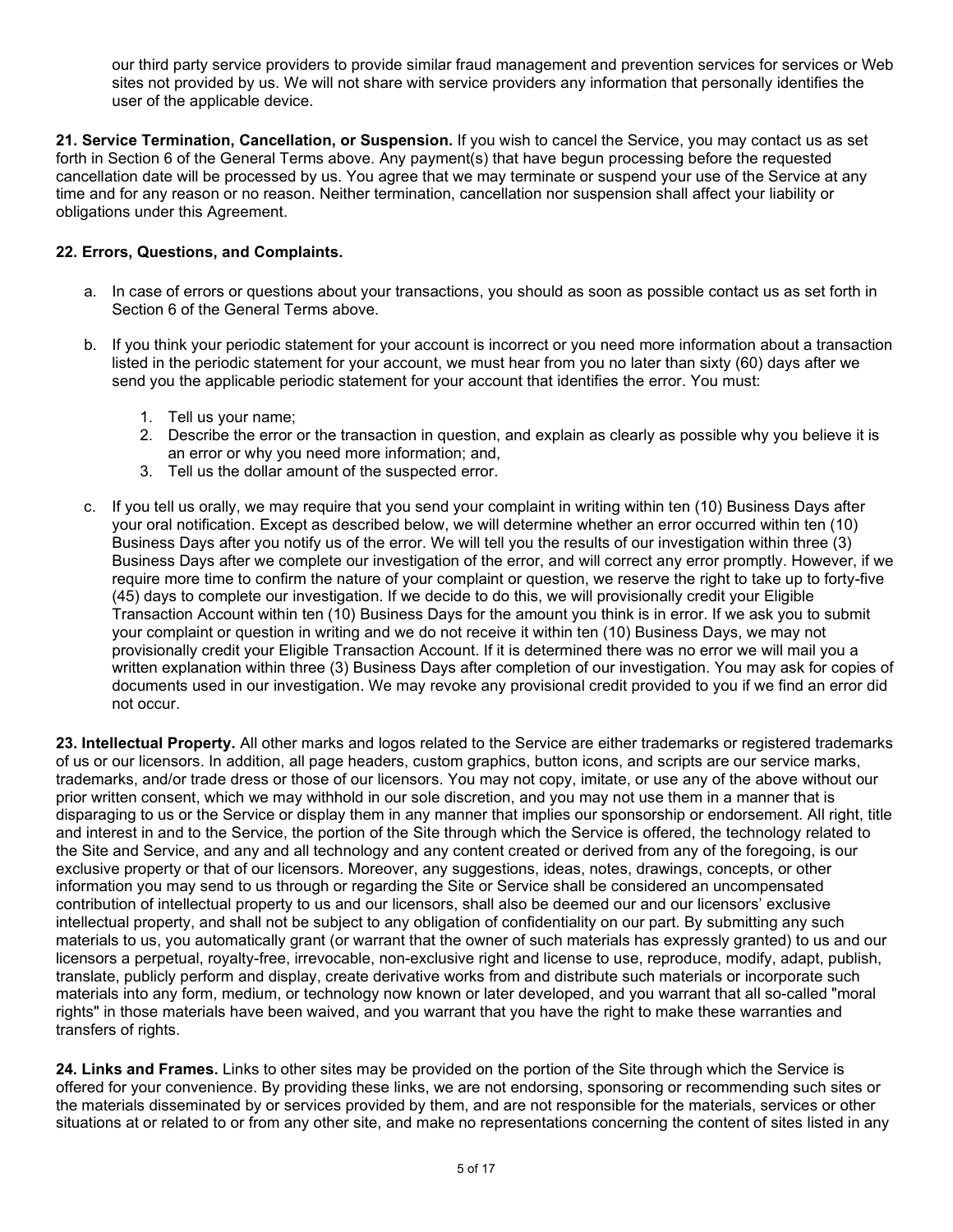our third party service providers to provide similar fraud management and prevention services for services or Web sites not provided by us. We will not share with service providers any information that personally identifies the user of the applicable device.

**21. Service Termination, Cancellation, or Suspension.** If you wish to cancel the Service, you may contact us as set forth in Section 6 of the General Terms above. Any payment(s) that have begun processing before the requested cancellation date will be processed by us. You agree that we may terminate or suspend your use of the Service at any time and for any reason or no reason. Neither termination, cancellation nor suspension shall affect your liability or obligations under this Agreement.

**22. Errors, Questions, and Complaints.**

a. In case of errors or questions about your transactions, you should as soon as possible contact us as set forth in Section 6 of the General Terms above.

b. If you think your periodic statement for your account is incorrect or you need more information about a transaction listed in the periodic statement for your account, we must hear from you no later than sixty (60) days after we send you the applicable periodic statement for your account that identifies the error. You must:

   1. Tell us your name;
   2. Describe the error or the transaction in question, and explain as clearly as possible why you believe it is an error or why you need more information; and,
   3. Tell us the dollar amount of the suspected error.

c. If you tell us orally, we may require that you send your complaint in writing within ten (10) Business Days after your oral notification. Except as described below, we will determine whether an error occurred within ten (10) Business Days after you notify us of the error. We will tell you the results of our investigation within three (3) Business Days after we complete our investigation of the error, and will correct any error promptly. However, if we require more time to confirm the nature of your complaint or question, we reserve the right to take up to forty-five (45) days to complete our investigation. If we decide to do this, we will provisionally credit your Eligible Transaction Account within ten (10) Business Days for the amount you think is in error. If we ask you to submit your complaint or question in writing and we do not receive it within ten (10) Business Days, we may not provisionally credit your Eligible Transaction Account. If it is determined there was no error we will mail you a written explanation within three (3) Business Days after completion of our investigation. You may ask for copies of documents used in our investigation. We may revoke any provisional credit provided to you if we find an error did not occur.

**23. Intellectual Property.** All other marks and logos related to the Service are either trademarks or registered trademarks of us or our licensors. In addition, all page headers, custom graphics, button icons, and scripts are our service marks, trademarks, and/or trade dress or those of our licensors. You may not copy, imitate, or use any of the above without our prior written consent, which we may withhold in our sole discretion, and you may not use them in a manner that is disparaging to us or the Service or display them in any manner that implies our sponsorship or endorsement. All right, title and interest in and to the Service, the portion of the Site through which the Service is offered, the technology related to the Site and Service, and any and all technology and any content created or derived from any of the foregoing, is our exclusive property or that of our licensors. Moreover, any suggestions, ideas, notes, drawings, concepts, or other information you may send to us through or regarding the Site or Service shall be considered an uncompensated contribution of intellectual property to us and our licensors, shall also be deemed our and our licensors' exclusive intellectual property, and shall not be subject to any obligation of confidentiality on our part. By submitting any such materials to us, you automatically grant (or warrant that the owner of such materials has expressly granted) to us and our licensors a perpetual, royalty-free, irrevocable, non-exclusive right and license to use, reproduce, modify, adapt, publish, translate, publicly perform and display, create derivative works from and distribute such materials or incorporate such materials into any form, medium, or technology now known or later developed, and you warrant that all so-called "moral rights" in those materials have been waived, and you warrant that you have the right to make these warranties and transfers of rights.

**24. Links and Frames.** Links to other sites may be provided on the portion of the Site through which the Service is offered for your convenience. By providing these links, we are not endorsing, sponsoring or recommending such sites or the materials disseminated by or services provided by them, and are not responsible for the materials, services or other situations at or related to or from any other site, and make no representations concerning the content of sites listed in any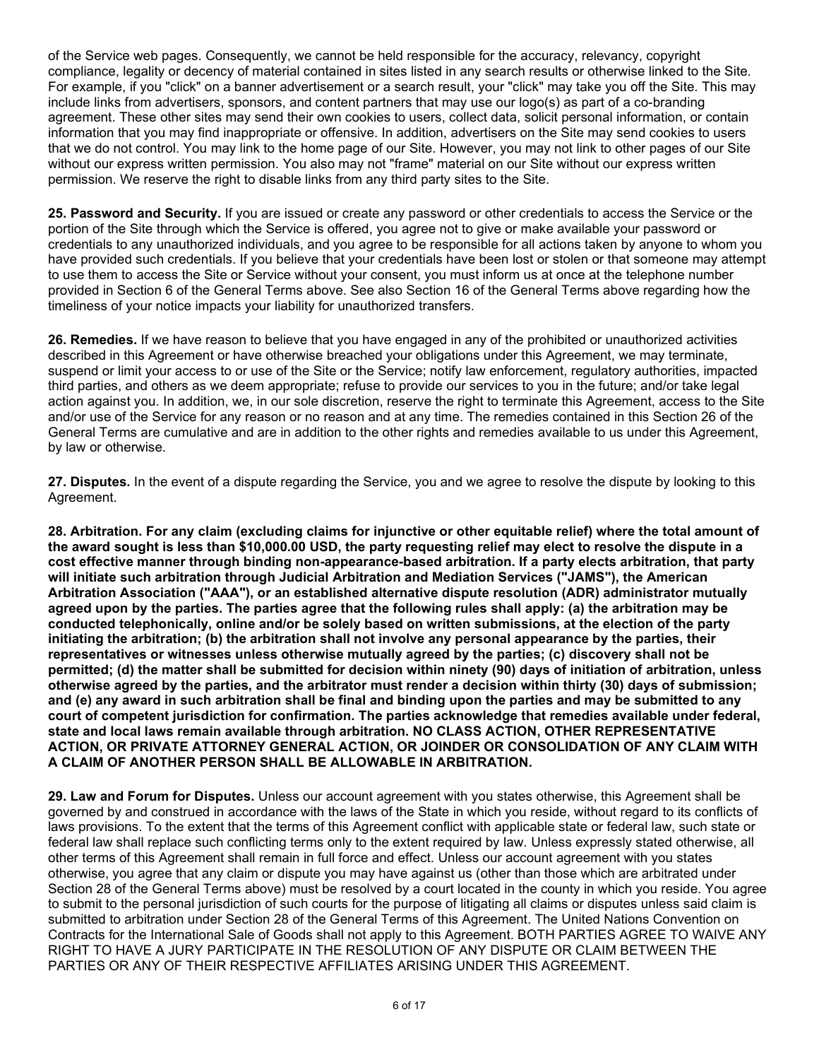of the Service web pages. Consequently, we cannot be held responsible for the accuracy, relevancy, copyright compliance, legality or decency of material contained in sites listed in any search results or otherwise linked to the Site. For example, if you "click" on a banner advertisement or a search result, your "click" may take you off the Site. This may include links from advertisers, sponsors, and content partners that may use our logo(s) as part of a co-branding agreement. These other sites may send their own cookies to users, collect data, solicit personal information, or contain information that you may find inappropriate or offensive. In addition, advertisers on the Site may send cookies to users that we do not control. You may link to the home page of our Site. However, you may not link to other pages of our Site without our express written permission. You also may not "frame" material on our Site without our express written permission. We reserve the right to disable links from any third party sites to the Site.

**25. Password and Security.** If you are issued or create any password or other credentials to access the Service or the portion of the Site through which the Service is offered, you agree not to give or make available your password or credentials to any unauthorized individuals, and you agree to be responsible for all actions taken by anyone to whom you have provided such credentials. If you believe that your credentials have been lost or stolen or that someone may attempt to use them to access the Site or Service without your consent, you must inform us at once at the telephone number provided in Section 6 of the General Terms above. See also Section 16 of the General Terms above regarding how the timeliness of your notice impacts your liability for unauthorized transfers.

**26. Remedies.** If we have reason to believe that you have engaged in any of the prohibited or unauthorized activities described in this Agreement or have otherwise breached your obligations under this Agreement, we may terminate, suspend or limit your access to or use of the Site or the Service; notify law enforcement, regulatory authorities, impacted third parties, and others as we deem appropriate; refuse to provide our services to you in the future; and/or take legal action against you. In addition, we, in our sole discretion, reserve the right to terminate this Agreement, access to the Site and/or use of the Service for any reason or no reason and at any time. The remedies contained in this Section 26 of the General Terms are cumulative and are in addition to the other rights and remedies available to us under this Agreement, by law or otherwise.

**27. Disputes.** In the event of a dispute regarding the Service, you and we agree to resolve the dispute by looking to this Agreement.

**28. Arbitration. For any claim (excluding claims for injunctive or other equitable relief) where the total amount of the award sought is less than $10,000.00 USD, the party requesting relief may elect to resolve the dispute in a cost effective manner through binding non-appearance-based arbitration. If a party elects arbitration, that party will initiate such arbitration through Judicial Arbitration and Mediation Services ("JAMS"), the American Arbitration Association ("AAA"), or an established alternative dispute resolution (ADR) administrator mutually agreed upon by the parties. The parties agree that the following rules shall apply: (a) the arbitration may be conducted telephonically, online and/or be solely based on written submissions, at the election of the party initiating the arbitration; (b) the arbitration shall not involve any personal appearance by the parties, their representatives or witnesses unless otherwise mutually agreed by the parties; (c) discovery shall not be permitted; (d) the matter shall be submitted for decision within ninety (90) days of initiation of arbitration, unless otherwise agreed by the parties, and the arbitrator must render a decision within thirty (30) days of submission; and (e) any award in such arbitration shall be final and binding upon the parties and may be submitted to any court of competent jurisdiction for confirmation. The parties acknowledge that remedies available under federal, state and local laws remain available through arbitration. NO CLASS ACTION, OTHER REPRESENTATIVE ACTION, OR PRIVATE ATTORNEY GENERAL ACTION, OR JOINDER OR CONSOLIDATION OF ANY CLAIM WITH A CLAIM OF ANOTHER PERSON SHALL BE ALLOWABLE IN ARBITRATION.**

**29. Law and Forum for Disputes.** Unless our account agreement with you states otherwise, this Agreement shall be governed by and construed in accordance with the laws of the State in which you reside, without regard to its conflicts of laws provisions. To the extent that the terms of this Agreement conflict with applicable state or federal law, such state or federal law shall replace such conflicting terms only to the extent required by law. Unless expressly stated otherwise, all other terms of this Agreement shall remain in full force and effect. Unless our account agreement with you states otherwise, you agree that any claim or dispute you may have against us (other than those which are arbitrated under Section 28 of the General Terms above) must be resolved by a court located in the county in which you reside. You agree to submit to the personal jurisdiction of such courts for the purpose of litigating all claims or disputes unless said claim is submitted to arbitration under Section 28 of the General Terms of this Agreement. The United Nations Convention on Contracts for the International Sale of Goods shall not apply to this Agreement. BOTH PARTIES AGREE TO WAIVE ANY RIGHT TO HAVE A JURY PARTICIPATE IN THE RESOLUTION OF ANY DISPUTE OR CLAIM BETWEEN THE PARTIES OR ANY OF THEIR RESPECTIVE AFFILIATES ARISING UNDER THIS AGREEMENT.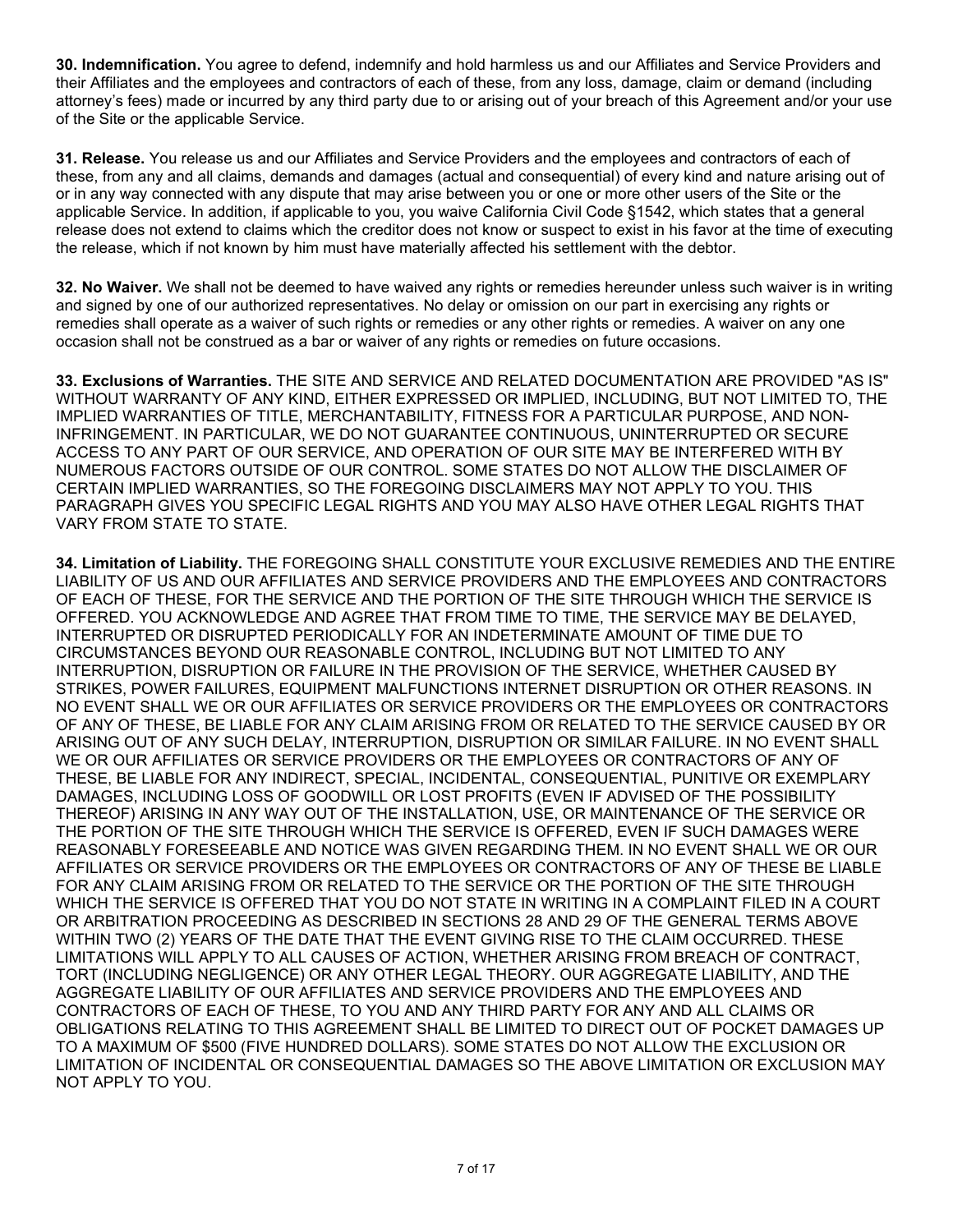**30. Indemnification.** You agree to defend, indemnify and hold harmless us and our Affiliates and Service Providers and their Affiliates and the employees and contractors of each of these, from any loss, damage, claim or demand (including attorney's fees) made or incurred by any third party due to or arising out of your breach of this Agreement and/or your use of the Site or the applicable Service.

**31. Release.** You release us and our Affiliates and Service Providers and the employees and contractors of each of these, from any and all claims, demands and damages (actual and consequential) of every kind and nature arising out of or in any way connected with any dispute that may arise between you or one or more other users of the Site or the applicable Service. In addition, if applicable to you, you waive California Civil Code §1542, which states that a general release does not extend to claims which the creditor does not know or suspect to exist in his favor at the time of executing the release, which if not known by him must have materially affected his settlement with the debtor.

**32. No Waiver.** We shall not be deemed to have waived any rights or remedies hereunder unless such waiver is in writing and signed by one of our authorized representatives. No delay or omission on our part in exercising any rights or remedies shall operate as a waiver of such rights or remedies or any other rights or remedies. A waiver on any one occasion shall not be construed as a bar or waiver of any rights or remedies on future occasions.

**33. Exclusions of Warranties.** THE SITE AND SERVICE AND RELATED DOCUMENTATION ARE PROVIDED "AS IS" WITHOUT WARRANTY OF ANY KIND, EITHER EXPRESSED OR IMPLIED, INCLUDING, BUT NOT LIMITED TO, THE IMPLIED WARRANTIES OF TITLE, MERCHANTABILITY, FITNESS FOR A PARTICULAR PURPOSE, AND NON-INFRINGEMENT. IN PARTICULAR, WE DO NOT GUARANTEE CONTINUOUS, UNINTERRUPTED OR SECURE ACCESS TO ANY PART OF OUR SERVICE, AND OPERATION OF OUR SITE MAY BE INTERFERED WITH BY NUMEROUS FACTORS OUTSIDE OF OUR CONTROL. SOME STATES DO NOT ALLOW THE DISCLAIMER OF CERTAIN IMPLIED WARRANTIES, SO THE FOREGOING DISCLAIMERS MAY NOT APPLY TO YOU. THIS PARAGRAPH GIVES YOU SPECIFIC LEGAL RIGHTS AND YOU MAY ALSO HAVE OTHER LEGAL RIGHTS THAT VARY FROM STATE TO STATE.

**34. Limitation of Liability.** THE FOREGOING SHALL CONSTITUTE YOUR EXCLUSIVE REMEDIES AND THE ENTIRE LIABILITY OF US AND OUR AFFILIATES AND SERVICE PROVIDERS AND THE EMPLOYEES AND CONTRACTORS OF EACH OF THESE, FOR THE SERVICE AND THE PORTION OF THE SITE THROUGH WHICH THE SERVICE IS OFFERED. YOU ACKNOWLEDGE AND AGREE THAT FROM TIME TO TIME, THE SERVICE MAY BE DELAYED, INTERRUPTED OR DISRUPTED PERIODICALLY FOR AN INDETERMINATE AMOUNT OF TIME DUE TO CIRCUMSTANCES BEYOND OUR REASONABLE CONTROL, INCLUDING BUT NOT LIMITED TO ANY INTERRUPTION, DISRUPTION OR FAILURE IN THE PROVISION OF THE SERVICE, WHETHER CAUSED BY STRIKES, POWER FAILURES, EQUIPMENT MALFUNCTIONS INTERNET DISRUPTION OR OTHER REASONS. IN NO EVENT SHALL WE OR OUR AFFILIATES OR SERVICE PROVIDERS OR THE EMPLOYEES OR CONTRACTORS OF ANY OF THESE, BE LIABLE FOR ANY CLAIM ARISING FROM OR RELATED TO THE SERVICE CAUSED BY OR ARISING OUT OF ANY SUCH DELAY, INTERRUPTION, DISRUPTION OR SIMILAR FAILURE. IN NO EVENT SHALL WE OR OUR AFFILIATES OR SERVICE PROVIDERS OR THE EMPLOYEES OR CONTRACTORS OF ANY OF THESE, BE LIABLE FOR ANY INDIRECT, SPECIAL, INCIDENTAL, CONSEQUENTIAL, PUNITIVE OR EXEMPLARY DAMAGES, INCLUDING LOSS OF GOODWILL OR LOST PROFITS (EVEN IF ADVISED OF THE POSSIBILITY THEREOF) ARISING IN ANY WAY OUT OF THE INSTALLATION, USE, OR MAINTENANCE OF THE SERVICE OR THE PORTION OF THE SITE THROUGH WHICH THE SERVICE IS OFFERED, EVEN IF SUCH DAMAGES WERE REASONABLY FORESEEABLE AND NOTICE WAS GIVEN REGARDING THEM. IN NO EVENT SHALL WE OR OUR AFFILIATES OR SERVICE PROVIDERS OR THE EMPLOYEES OR CONTRACTORS OF ANY OF THESE BE LIABLE FOR ANY CLAIM ARISING FROM OR RELATED TO THE SERVICE OR THE PORTION OF THE SITE THROUGH WHICH THE SERVICE IS OFFERED THAT YOU DO NOT STATE IN WRITING IN A COMPLAINT FILED IN A COURT OR ARBITRATION PROCEEDING AS DESCRIBED IN SECTIONS 28 AND 29 OF THE GENERAL TERMS ABOVE WITHIN TWO (2) YEARS OF THE DATE THAT THE EVENT GIVING RISE TO THE CLAIM OCCURRED. THESE LIMITATIONS WILL APPLY TO ALL CAUSES OF ACTION, WHETHER ARISING FROM BREACH OF CONTRACT, TORT (INCLUDING NEGLIGENCE) OR ANY OTHER LEGAL THEORY. OUR AGGREGATE LIABILITY, AND THE AGGREGATE LIABILITY OF OUR AFFILIATES AND SERVICE PROVIDERS AND THE EMPLOYEES AND CONTRACTORS OF EACH OF THESE, TO YOU AND ANY THIRD PARTY FOR ANY AND ALL CLAIMS OR OBLIGATIONS RELATING TO THIS AGREEMENT SHALL BE LIMITED TO DIRECT OUT OF POCKET DAMAGES UP TO A MAXIMUM OF $500 (FIVE HUNDRED DOLLARS). SOME STATES DO NOT ALLOW THE EXCLUSION OR LIMITATION OF INCIDENTAL OR CONSEQUENTIAL DAMAGES SO THE ABOVE LIMITATION OR EXCLUSION MAY NOT APPLY TO YOU.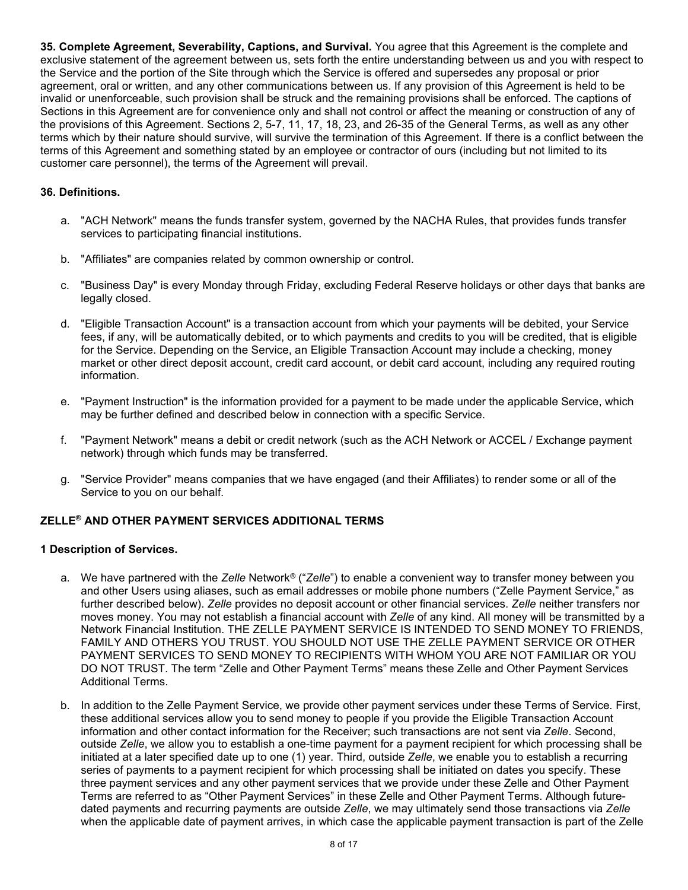**35. Complete Agreement, Severability, Captions, and Survival.** You agree that this Agreement is the complete and exclusive statement of the agreement between us, sets forth the entire understanding between us and you with respect to the Service and the portion of the Site through which the Service is offered and supersedes any proposal or prior agreement, oral or written, and any other communications between us. If any provision of this Agreement is held to be invalid or unenforceable, such provision shall be struck and the remaining provisions shall be enforced. The captions of Sections in this Agreement are for convenience only and shall not control or affect the meaning or construction of any of the provisions of this Agreement. Sections 2, 5-7, 11, 17, 18, 23, and 26-35 of the General Terms, as well as any other terms which by their nature should survive, will survive the termination of this Agreement. If there is a conflict between the terms of this Agreement and something stated by an employee or contractor of ours (including but not limited to its customer care personnel), the terms of the Agreement will prevail.

**36. Definitions.**

a. "ACH Network" means the funds transfer system, governed by the NACHA Rules, that provides funds transfer services to participating financial institutions.

b. "Affiliates" are companies related by common ownership or control.

c. "Business Day" is every Monday through Friday, excluding Federal Reserve holidays or other days that banks are legally closed.

d. "Eligible Transaction Account" is a transaction account from which your payments will be debited, your Service fees, if any, will be automatically debited, or to which payments and credits to you will be credited, that is eligible for the Service. Depending on the Service, an Eligible Transaction Account may include a checking, money market or other direct deposit account, credit card account, or debit card account, including any required routing information.

e. "Payment Instruction" is the information provided for a payment to be made under the applicable Service, which may be further defined and described below in connection with a specific Service.

f. "Payment Network" means a debit or credit network (such as the ACH Network or ACCEL / Exchange payment network) through which funds may be transferred.

g. "Service Provider" means companies that we have engaged (and their Affiliates) to render some or all of the Service to you on our behalf.

## ZELLE® AND OTHER PAYMENT SERVICES ADDITIONAL TERMS

**1 Description of Services.**

a. We have partnered with the *Zelle* Network® ("*Zelle*") to enable a convenient way to transfer money between you and other Users using aliases, such as email addresses or mobile phone numbers ("Zelle Payment Service," as further described below). *Zelle* provides no deposit account or other financial services. *Zelle* neither transfers nor moves money. You may not establish a financial account with *Zelle* of any kind. All money will be transmitted by a Network Financial Institution. THE ZELLE PAYMENT SERVICE IS INTENDED TO SEND MONEY TO FRIENDS, FAMILY AND OTHERS YOU TRUST. YOU SHOULD NOT USE THE ZELLE PAYMENT SERVICE OR OTHER PAYMENT SERVICES TO SEND MONEY TO RECIPIENTS WITH WHOM YOU ARE NOT FAMILIAR OR YOU DO NOT TRUST. The term "Zelle and Other Payment Terms" means these Zelle and Other Payment Services Additional Terms.

b. In addition to the Zelle Payment Service, we provide other payment services under these Terms of Service. First, these additional services allow you to send money to people if you provide the Eligible Transaction Account information and other contact information for the Receiver; such transactions are not sent via *Zelle*. Second, outside *Zelle*, we allow you to establish a one-time payment for a payment recipient for which processing shall be initiated at a later specified date up to one (1) year. Third, outside *Zelle*, we enable you to establish a recurring series of payments to a payment recipient for which processing shall be initiated on dates you specify. These three payment services and any other payment services that we provide under these Zelle and Other Payment Terms are referred to as "Other Payment Services" in these Zelle and Other Payment Terms. Although future-dated payments and recurring payments are outside *Zelle*, we may ultimately send those transactions via *Zelle* when the applicable date of payment arrives, in which case the applicable payment transaction is part of the Zelle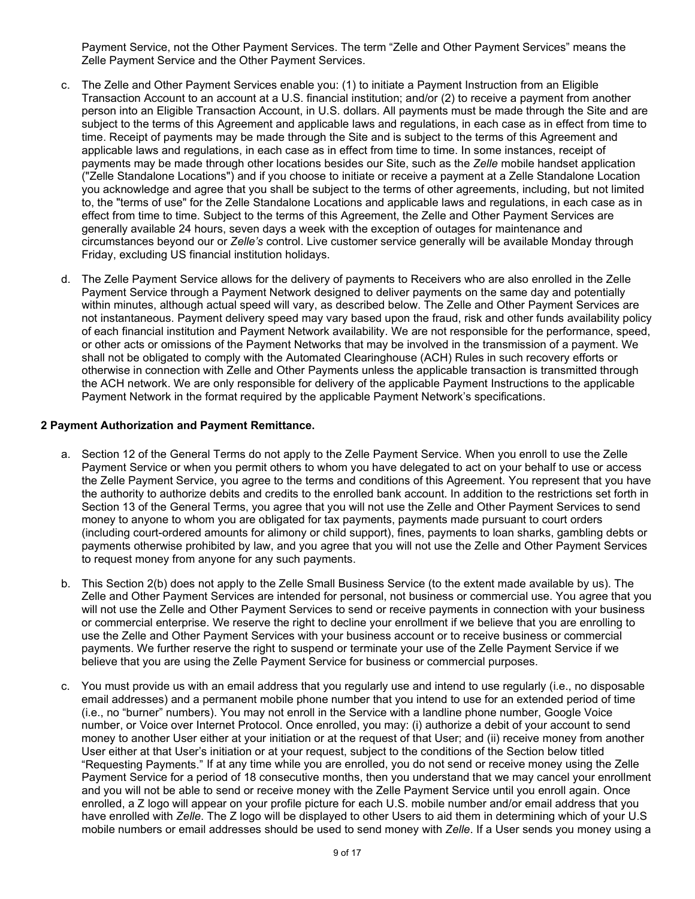Payment Service, not the Other Payment Services. The term "Zelle and Other Payment Services" means the Zelle Payment Service and the Other Payment Services.

c. The Zelle and Other Payment Services enable you: (1) to initiate a Payment Instruction from an Eligible Transaction Account to an account at a U.S. financial institution; and/or (2) to receive a payment from another person into an Eligible Transaction Account, in U.S. dollars. All payments must be made through the Site and are subject to the terms of this Agreement and applicable laws and regulations, in each case as in effect from time to time. Receipt of payments may be made through the Site and is subject to the terms of this Agreement and applicable laws and regulations, in each case as in effect from time to time. In some instances, receipt of payments may be made through other locations besides our Site, such as the *Zelle* mobile handset application ("Zelle Standalone Locations") and if you choose to initiate or receive a payment at a Zelle Standalone Location you acknowledge and agree that you shall be subject to the terms of other agreements, including, but not limited to, the "terms of use" for the Zelle Standalone Locations and applicable laws and regulations, in each case as in effect from time to time. Subject to the terms of this Agreement, the Zelle and Other Payment Services are generally available 24 hours, seven days a week with the exception of outages for maintenance and circumstances beyond our or *Zelle's* control. Live customer service generally will be available Monday through Friday, excluding US financial institution holidays.

d. The Zelle Payment Service allows for the delivery of payments to Receivers who are also enrolled in the Zelle Payment Service through a Payment Network designed to deliver payments on the same day and potentially within minutes, although actual speed will vary, as described below. The Zelle and Other Payment Services are not instantaneous. Payment delivery speed may vary based upon the fraud, risk and other funds availability policy of each financial institution and Payment Network availability. We are not responsible for the performance, speed, or other acts or omissions of the Payment Networks that may be involved in the transmission of a payment. We shall not be obligated to comply with the Automated Clearinghouse (ACH) Rules in such recovery efforts or otherwise in connection with Zelle and Other Payments unless the applicable transaction is transmitted through the ACH network. We are only responsible for delivery of the applicable Payment Instructions to the applicable Payment Network in the format required by the applicable Payment Network's specifications.

**2 Payment Authorization and Payment Remittance.**

a. Section 12 of the General Terms do not apply to the Zelle Payment Service. When you enroll to use the Zelle Payment Service or when you permit others to whom you have delegated to act on your behalf to use or access the Zelle Payment Service, you agree to the terms and conditions of this Agreement. You represent that you have the authority to authorize debits and credits to the enrolled bank account. In addition to the restrictions set forth in Section 13 of the General Terms, you agree that you will not use the Zelle and Other Payment Services to send money to anyone to whom you are obligated for tax payments, payments made pursuant to court orders (including court-ordered amounts for alimony or child support), fines, payments to loan sharks, gambling debts or payments otherwise prohibited by law, and you agree that you will not use the Zelle and Other Payment Services to request money from anyone for any such payments.

b. This Section 2(b) does not apply to the Zelle Small Business Service (to the extent made available by us). The Zelle and Other Payment Services are intended for personal, not business or commercial use. You agree that you will not use the Zelle and Other Payment Services to send or receive payments in connection with your business or commercial enterprise. We reserve the right to decline your enrollment if we believe that you are enrolling to use the Zelle and Other Payment Services with your business account or to receive business or commercial payments. We further reserve the right to suspend or terminate your use of the Zelle Payment Service if we believe that you are using the Zelle Payment Service for business or commercial purposes.

c. You must provide us with an email address that you regularly use and intend to use regularly (i.e., no disposable email addresses) and a permanent mobile phone number that you intend to use for an extended period of time (i.e., no "burner" numbers). You may not enroll in the Service with a landline phone number, Google Voice number, or Voice over Internet Protocol. Once enrolled, you may: (i) authorize a debit of your account to send money to another User either at your initiation or at the request of that User; and (ii) receive money from another User either at that User's initiation or at your request, subject to the conditions of the Section below titled "Requesting Payments." If at any time while you are enrolled, you do not send or receive money using the Zelle Payment Service for a period of 18 consecutive months, then you understand that we may cancel your enrollment and you will not be able to send or receive money with the Zelle Payment Service until you enroll again. Once enrolled, a Z logo will appear on your profile picture for each U.S. mobile number and/or email address that you have enrolled with *Zelle*. The Z logo will be displayed to other Users to aid them in determining which of your U.S mobile numbers or email addresses should be used to send money with *Zelle*. If a User sends you money using a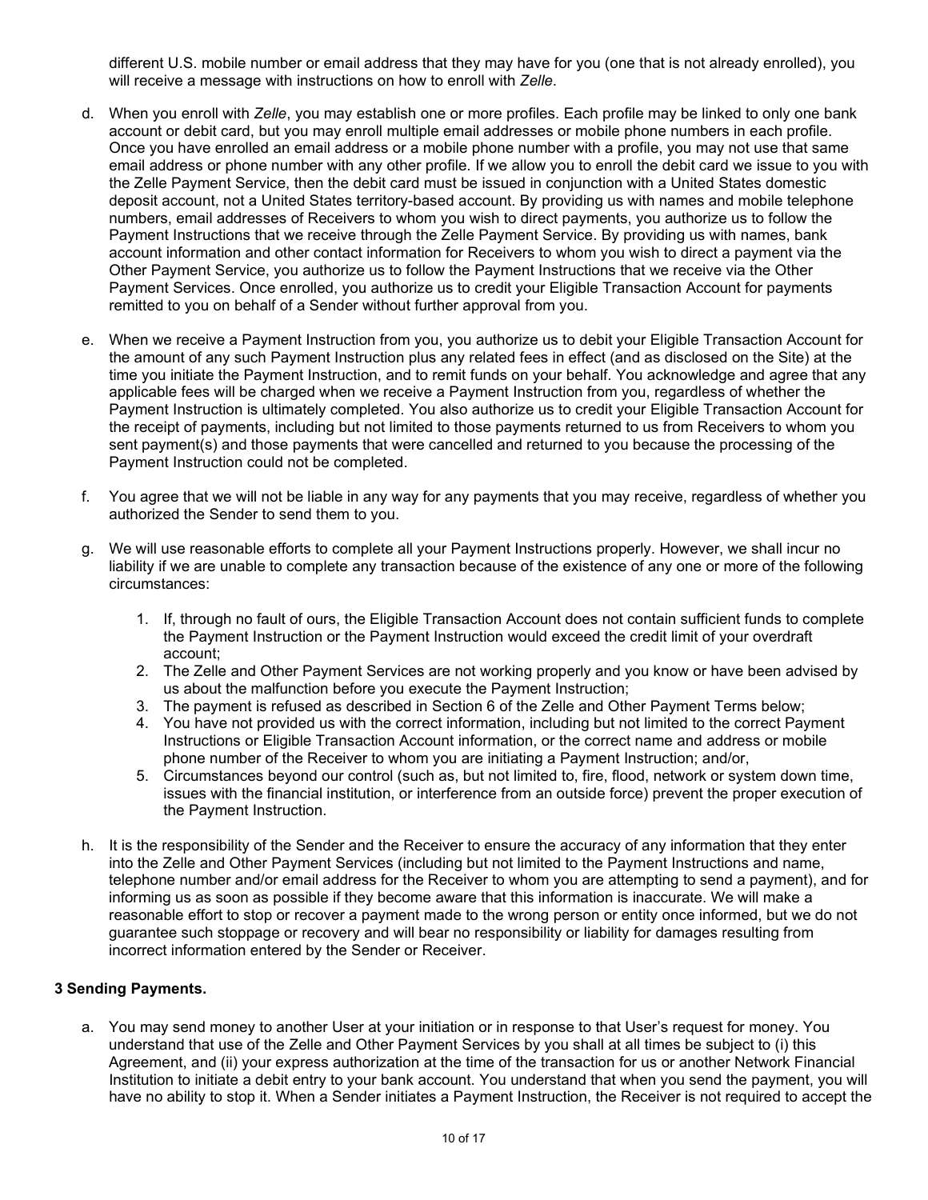different U.S. mobile number or email address that they may have for you (one that is not already enrolled), you will receive a message with instructions on how to enroll with *Zelle*.

d. When you enroll with *Zelle*, you may establish one or more profiles. Each profile may be linked to only one bank account or debit card, but you may enroll multiple email addresses or mobile phone numbers in each profile. Once you have enrolled an email address or a mobile phone number with a profile, you may not use that same email address or phone number with any other profile. If we allow you to enroll the debit card we issue to you with the Zelle Payment Service, then the debit card must be issued in conjunction with a United States domestic deposit account, not a United States territory-based account. By providing us with names and mobile telephone numbers, email addresses of Receivers to whom you wish to direct payments, you authorize us to follow the Payment Instructions that we receive through the Zelle Payment Service. By providing us with names, bank account information and other contact information for Receivers to whom you wish to direct a payment via the Other Payment Service, you authorize us to follow the Payment Instructions that we receive via the Other Payment Services. Once enrolled, you authorize us to credit your Eligible Transaction Account for payments remitted to you on behalf of a Sender without further approval from you.

e. When we receive a Payment Instruction from you, you authorize us to debit your Eligible Transaction Account for the amount of any such Payment Instruction plus any related fees in effect (and as disclosed on the Site) at the time you initiate the Payment Instruction, and to remit funds on your behalf. You acknowledge and agree that any applicable fees will be charged when we receive a Payment Instruction from you, regardless of whether the Payment Instruction is ultimately completed. You also authorize us to credit your Eligible Transaction Account for the receipt of payments, including but not limited to those payments returned to us from Receivers to whom you sent payment(s) and those payments that were cancelled and returned to you because the processing of the Payment Instruction could not be completed.

f. You agree that we will not be liable in any way for any payments that you may receive, regardless of whether you authorized the Sender to send them to you.

g. We will use reasonable efforts to complete all your Payment Instructions properly. However, we shall incur no liability if we are unable to complete any transaction because of the existence of any one or more of the following circumstances:

   1. If, through no fault of ours, the Eligible Transaction Account does not contain sufficient funds to complete the Payment Instruction or the Payment Instruction would exceed the credit limit of your overdraft account;
   2. The Zelle and Other Payment Services are not working properly and you know or have been advised by us about the malfunction before you execute the Payment Instruction;
   3. The payment is refused as described in Section 6 of the Zelle and Other Payment Terms below;
   4. You have not provided us with the correct information, including but not limited to the correct Payment Instructions or Eligible Transaction Account information, or the correct name and address or mobile phone number of the Receiver to whom you are initiating a Payment Instruction; and/or,
   5. Circumstances beyond our control (such as, but not limited to, fire, flood, network or system down time, issues with the financial institution, or interference from an outside force) prevent the proper execution of the Payment Instruction.

h. It is the responsibility of the Sender and the Receiver to ensure the accuracy of any information that they enter into the Zelle and Other Payment Services (including but not limited to the Payment Instructions and name, telephone number and/or email address for the Receiver to whom you are attempting to send a payment), and for informing us as soon as possible if they become aware that this information is inaccurate. We will make a reasonable effort to stop or recover a payment made to the wrong person or entity once informed, but we do not guarantee such stoppage or recovery and will bear no responsibility or liability for damages resulting from incorrect information entered by the Sender or Receiver.

**3 Sending Payments.**

a. You may send money to another User at your initiation or in response to that User's request for money. You understand that use of the Zelle and Other Payment Services by you shall at all times be subject to (i) this Agreement, and (ii) your express authorization at the time of the transaction for us or another Network Financial Institution to initiate a debit entry to your bank account. You understand that when you send the payment, you will have no ability to stop it. When a Sender initiates a Payment Instruction, the Receiver is not required to accept the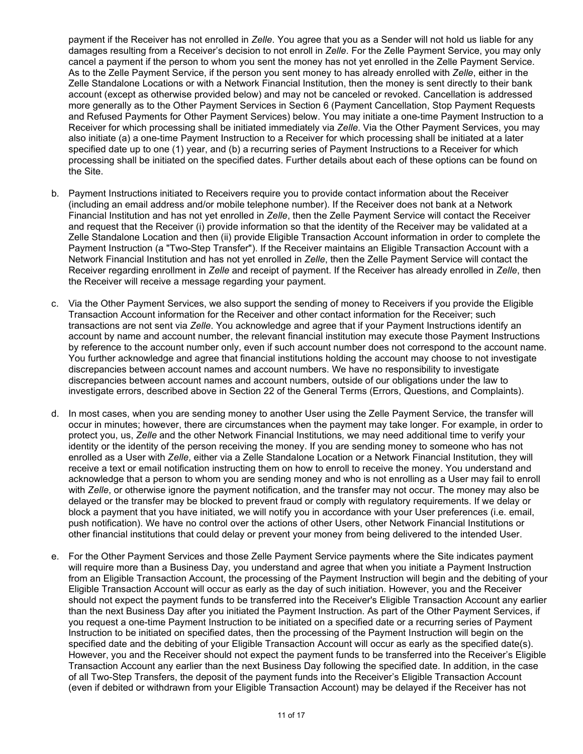payment if the Receiver has not enrolled in *Zelle*. You agree that you as a Sender will not hold us liable for any damages resulting from a Receiver's decision to not enroll in *Zelle*. For the Zelle Payment Service, you may only cancel a payment if the person to whom you sent the money has not yet enrolled in the Zelle Payment Service. As to the Zelle Payment Service, if the person you sent money to has already enrolled with *Zelle*, either in the Zelle Standalone Locations or with a Network Financial Institution, then the money is sent directly to their bank account (except as otherwise provided below) and may not be canceled or revoked. Cancellation is addressed more generally as to the Other Payment Services in Section 6 (Payment Cancellation, Stop Payment Requests and Refused Payments for Other Payment Services) below. You may initiate a one-time Payment Instruction to a Receiver for which processing shall be initiated immediately via *Zelle*. Via the Other Payment Services, you may also initiate (a) a one-time Payment Instruction to a Receiver for which processing shall be initiated at a later specified date up to one (1) year, and (b) a recurring series of Payment Instructions to a Receiver for which processing shall be initiated on the specified dates. Further details about each of these options can be found on the Site.

b. Payment Instructions initiated to Receivers require you to provide contact information about the Receiver (including an email address and/or mobile telephone number). If the Receiver does not bank at a Network Financial Institution and has not yet enrolled in *Zelle*, then the Zelle Payment Service will contact the Receiver and request that the Receiver (i) provide information so that the identity of the Receiver may be validated at a Zelle Standalone Location and then (ii) provide Eligible Transaction Account information in order to complete the Payment Instruction (a "Two-Step Transfer"). If the Receiver maintains an Eligible Transaction Account with a Network Financial Institution and has not yet enrolled in *Zelle*, then the Zelle Payment Service will contact the Receiver regarding enrollment in *Zelle* and receipt of payment. If the Receiver has already enrolled in *Zelle*, then the Receiver will receive a message regarding your payment.

c. Via the Other Payment Services, we also support the sending of money to Receivers if you provide the Eligible Transaction Account information for the Receiver and other contact information for the Receiver; such transactions are not sent via *Zelle*. You acknowledge and agree that if your Payment Instructions identify an account by name and account number, the relevant financial institution may execute those Payment Instructions by reference to the account number only, even if such account number does not correspond to the account name. You further acknowledge and agree that financial institutions holding the account may choose to not investigate discrepancies between account names and account numbers. We have no responsibility to investigate discrepancies between account names and account numbers, outside of our obligations under the law to investigate errors, described above in Section 22 of the General Terms (Errors, Questions, and Complaints).

d. In most cases, when you are sending money to another User using the Zelle Payment Service, the transfer will occur in minutes; however, there are circumstances when the payment may take longer. For example, in order to protect you, us, *Zelle* and the other Network Financial Institutions, we may need additional time to verify your identity or the identity of the person receiving the money. If you are sending money to someone who has not enrolled as a User with *Zelle*, either via a Zelle Standalone Location or a Network Financial Institution, they will receive a text or email notification instructing them on how to enroll to receive the money. You understand and acknowledge that a person to whom you are sending money and who is not enrolling as a User may fail to enroll with *Zelle*, or otherwise ignore the payment notification, and the transfer may not occur. The money may also be delayed or the transfer may be blocked to prevent fraud or comply with regulatory requirements. If we delay or block a payment that you have initiated, we will notify you in accordance with your User preferences (i.e. email, push notification). We have no control over the actions of other Users, other Network Financial Institutions or other financial institutions that could delay or prevent your money from being delivered to the intended User.

e. For the Other Payment Services and those Zelle Payment Service payments where the Site indicates payment will require more than a Business Day, you understand and agree that when you initiate a Payment Instruction from an Eligible Transaction Account, the processing of the Payment Instruction will begin and the debiting of your Eligible Transaction Account will occur as early as the day of such initiation. However, you and the Receiver should not expect the payment funds to be transferred into the Receiver's Eligible Transaction Account any earlier than the next Business Day after you initiated the Payment Instruction. As part of the Other Payment Services, if you request a one-time Payment Instruction to be initiated on a specified date or a recurring series of Payment Instruction to be initiated on specified dates, then the processing of the Payment Instruction will begin on the specified date and the debiting of your Eligible Transaction Account will occur as early as the specified date(s). However, you and the Receiver should not expect the payment funds to be transferred into the Receiver's Eligible Transaction Account any earlier than the next Business Day following the specified date. In addition, in the case of all Two-Step Transfers, the deposit of the payment funds into the Receiver's Eligible Transaction Account (even if debited or withdrawn from your Eligible Transaction Account) may be delayed if the Receiver has not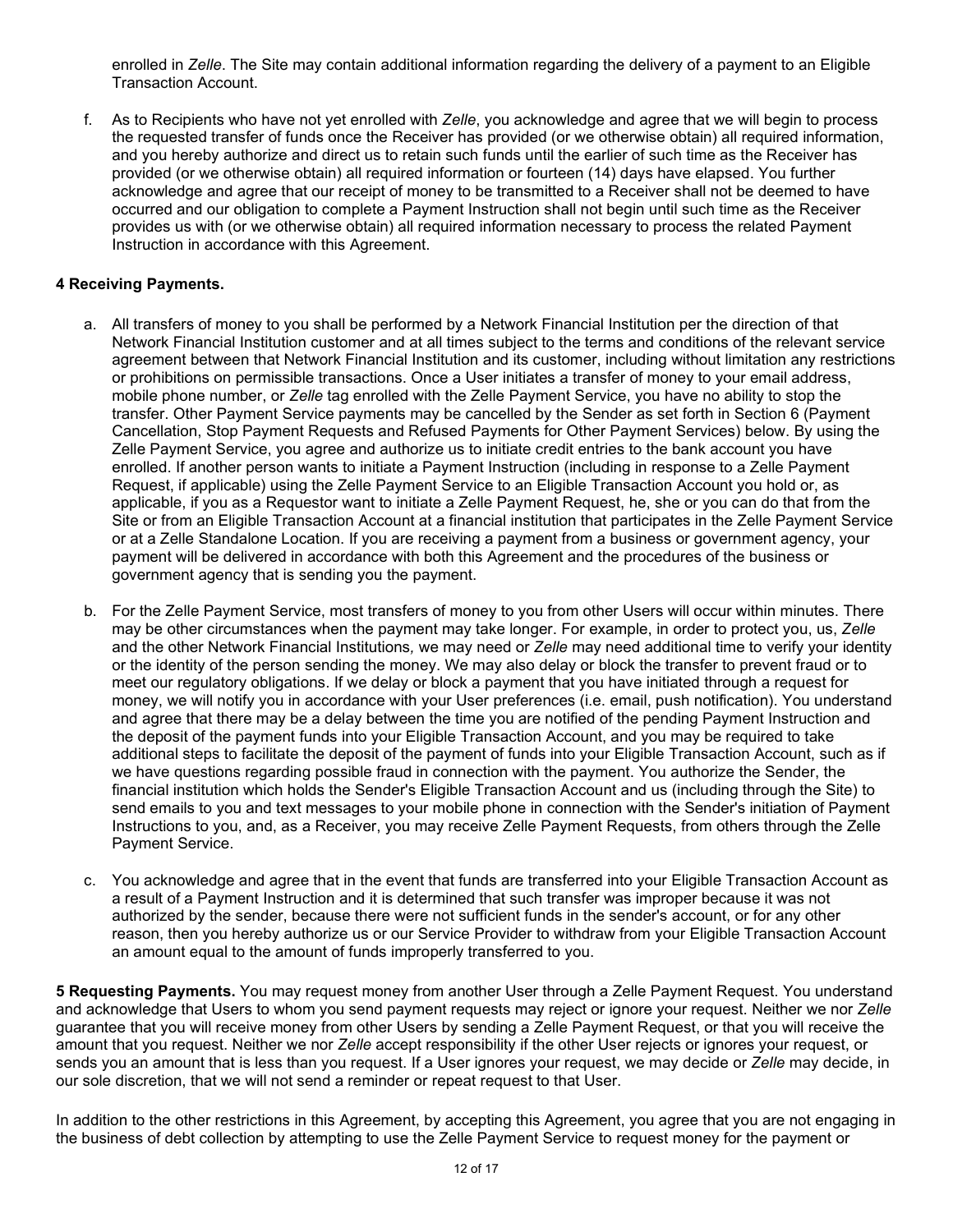enrolled in *Zelle*. The Site may contain additional information regarding the delivery of a payment to an Eligible Transaction Account.

f. As to Recipients who have not yet enrolled with *Zelle*, you acknowledge and agree that we will begin to process the requested transfer of funds once the Receiver has provided (or we otherwise obtain) all required information, and you hereby authorize and direct us to retain such funds until the earlier of such time as the Receiver has provided (or we otherwise obtain) all required information or fourteen (14) days have elapsed. You further acknowledge and agree that our receipt of money to be transmitted to a Receiver shall not be deemed to have occurred and our obligation to complete a Payment Instruction shall not begin until such time as the Receiver provides us with (or we otherwise obtain) all required information necessary to process the related Payment Instruction in accordance with this Agreement.

**4 Receiving Payments.**

a. All transfers of money to you shall be performed by a Network Financial Institution per the direction of that Network Financial Institution customer and at all times subject to the terms and conditions of the relevant service agreement between that Network Financial Institution and its customer, including without limitation any restrictions or prohibitions on permissible transactions. Once a User initiates a transfer of money to your email address, mobile phone number, or *Zelle* tag enrolled with the Zelle Payment Service, you have no ability to stop the transfer. Other Payment Service payments may be cancelled by the Sender as set forth in Section 6 (Payment Cancellation, Stop Payment Requests and Refused Payments for Other Payment Services) below. By using the Zelle Payment Service, you agree and authorize us to initiate credit entries to the bank account you have enrolled. If another person wants to initiate a Payment Instruction (including in response to a Zelle Payment Request, if applicable) using the Zelle Payment Service to an Eligible Transaction Account you hold or, as applicable, if you as a Requestor want to initiate a Zelle Payment Request, he, she or you can do that from the Site or from an Eligible Transaction Account at a financial institution that participates in the Zelle Payment Service or at a Zelle Standalone Location. If you are receiving a payment from a business or government agency, your payment will be delivered in accordance with both this Agreement and the procedures of the business or government agency that is sending you the payment.

b. For the Zelle Payment Service, most transfers of money to you from other Users will occur within minutes. There may be other circumstances when the payment may take longer. For example, in order to protect you, us, *Zelle* and the other Network Financial Institutions*,* we may need or *Zelle* may need additional time to verify your identity or the identity of the person sending the money. We may also delay or block the transfer to prevent fraud or to meet our regulatory obligations. If we delay or block a payment that you have initiated through a request for money, we will notify you in accordance with your User preferences (i.e. email, push notification). You understand and agree that there may be a delay between the time you are notified of the pending Payment Instruction and the deposit of the payment funds into your Eligible Transaction Account, and you may be required to take additional steps to facilitate the deposit of the payment of funds into your Eligible Transaction Account, such as if we have questions regarding possible fraud in connection with the payment. You authorize the Sender, the financial institution which holds the Sender's Eligible Transaction Account and us (including through the Site) to send emails to you and text messages to your mobile phone in connection with the Sender's initiation of Payment Instructions to you, and, as a Receiver, you may receive Zelle Payment Requests, from others through the Zelle Payment Service.

c. You acknowledge and agree that in the event that funds are transferred into your Eligible Transaction Account as a result of a Payment Instruction and it is determined that such transfer was improper because it was not authorized by the sender, because there were not sufficient funds in the sender's account, or for any other reason, then you hereby authorize us or our Service Provider to withdraw from your Eligible Transaction Account an amount equal to the amount of funds improperly transferred to you.

**5 Requesting Payments.** You may request money from another User through a Zelle Payment Request. You understand and acknowledge that Users to whom you send payment requests may reject or ignore your request. Neither we nor *Zelle* guarantee that you will receive money from other Users by sending a Zelle Payment Request, or that you will receive the amount that you request. Neither we nor *Zelle* accept responsibility if the other User rejects or ignores your request, or sends you an amount that is less than you request. If a User ignores your request, we may decide or *Zelle* may decide, in our sole discretion, that we will not send a reminder or repeat request to that User.

In addition to the other restrictions in this Agreement, by accepting this Agreement, you agree that you are not engaging in the business of debt collection by attempting to use the Zelle Payment Service to request money for the payment or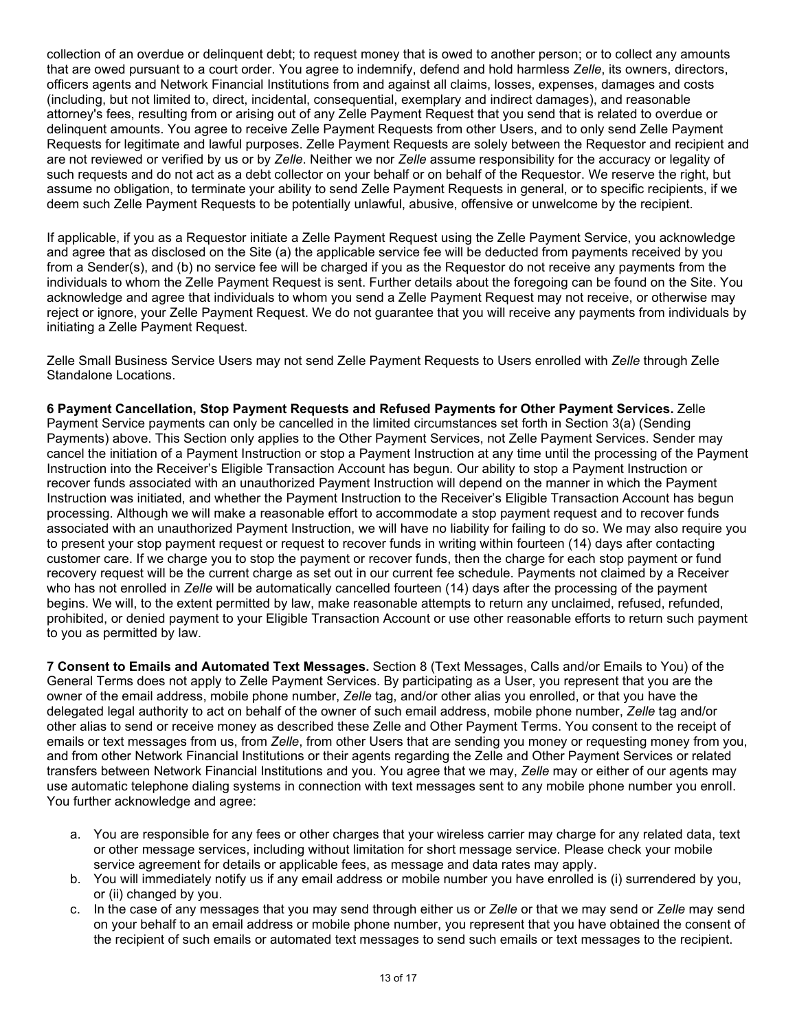collection of an overdue or delinquent debt; to request money that is owed to another person; or to collect any amounts that are owed pursuant to a court order. You agree to indemnify, defend and hold harmless *Zelle*, its owners, directors, officers agents and Network Financial Institutions from and against all claims, losses, expenses, damages and costs (including, but not limited to, direct, incidental, consequential, exemplary and indirect damages), and reasonable attorney's fees, resulting from or arising out of any Zelle Payment Request that you send that is related to overdue or delinquent amounts. You agree to receive Zelle Payment Requests from other Users, and to only send Zelle Payment Requests for legitimate and lawful purposes. Zelle Payment Requests are solely between the Requestor and recipient and are not reviewed or verified by us or by *Zelle*. Neither we nor *Zelle* assume responsibility for the accuracy or legality of such requests and do not act as a debt collector on your behalf or on behalf of the Requestor. We reserve the right, but assume no obligation, to terminate your ability to send Zelle Payment Requests in general, or to specific recipients, if we deem such Zelle Payment Requests to be potentially unlawful, abusive, offensive or unwelcome by the recipient.

If applicable, if you as a Requestor initiate a Zelle Payment Request using the Zelle Payment Service, you acknowledge and agree that as disclosed on the Site (a) the applicable service fee will be deducted from payments received by you from a Sender(s), and (b) no service fee will be charged if you as the Requestor do not receive any payments from the individuals to whom the Zelle Payment Request is sent. Further details about the foregoing can be found on the Site. You acknowledge and agree that individuals to whom you send a Zelle Payment Request may not receive, or otherwise may reject or ignore, your Zelle Payment Request. We do not guarantee that you will receive any payments from individuals by initiating a Zelle Payment Request.

Zelle Small Business Service Users may not send Zelle Payment Requests to Users enrolled with *Zelle* through Zelle Standalone Locations.

**6 Payment Cancellation, Stop Payment Requests and Refused Payments for Other Payment Services.** Zelle Payment Service payments can only be cancelled in the limited circumstances set forth in Section 3(a) (Sending Payments) above. This Section only applies to the Other Payment Services, not Zelle Payment Services. Sender may cancel the initiation of a Payment Instruction or stop a Payment Instruction at any time until the processing of the Payment Instruction into the Receiver's Eligible Transaction Account has begun. Our ability to stop a Payment Instruction or recover funds associated with an unauthorized Payment Instruction will depend on the manner in which the Payment Instruction was initiated, and whether the Payment Instruction to the Receiver's Eligible Transaction Account has begun processing. Although we will make a reasonable effort to accommodate a stop payment request and to recover funds associated with an unauthorized Payment Instruction, we will have no liability for failing to do so. We may also require you to present your stop payment request or request to recover funds in writing within fourteen (14) days after contacting customer care. If we charge you to stop the payment or recover funds, then the charge for each stop payment or fund recovery request will be the current charge as set out in our current fee schedule. Payments not claimed by a Receiver who has not enrolled in *Zelle* will be automatically cancelled fourteen (14) days after the processing of the payment begins. We will, to the extent permitted by law, make reasonable attempts to return any unclaimed, refused, refunded, prohibited, or denied payment to your Eligible Transaction Account or use other reasonable efforts to return such payment to you as permitted by law.

**7 Consent to Emails and Automated Text Messages.** Section 8 (Text Messages, Calls and/or Emails to You) of the General Terms does not apply to Zelle Payment Services. By participating as a User, you represent that you are the owner of the email address, mobile phone number, *Zelle* tag, and/or other alias you enrolled, or that you have the delegated legal authority to act on behalf of the owner of such email address, mobile phone number, *Zelle* tag and/or other alias to send or receive money as described these Zelle and Other Payment Terms. You consent to the receipt of emails or text messages from us, from *Zelle*, from other Users that are sending you money or requesting money from you, and from other Network Financial Institutions or their agents regarding the Zelle and Other Payment Services or related transfers between Network Financial Institutions and you. You agree that we may, *Zelle* may or either of our agents may use automatic telephone dialing systems in connection with text messages sent to any mobile phone number you enroll. You further acknowledge and agree:

a. You are responsible for any fees or other charges that your wireless carrier may charge for any related data, text or other message services, including without limitation for short message service. Please check your mobile service agreement for details or applicable fees, as message and data rates may apply.
b. You will immediately notify us if any email address or mobile number you have enrolled is (i) surrendered by you, or (ii) changed by you.
c. In the case of any messages that you may send through either us or *Zelle* or that we may send or *Zelle* may send on your behalf to an email address or mobile phone number, you represent that you have obtained the consent of the recipient of such emails or automated text messages to send such emails or text messages to the recipient.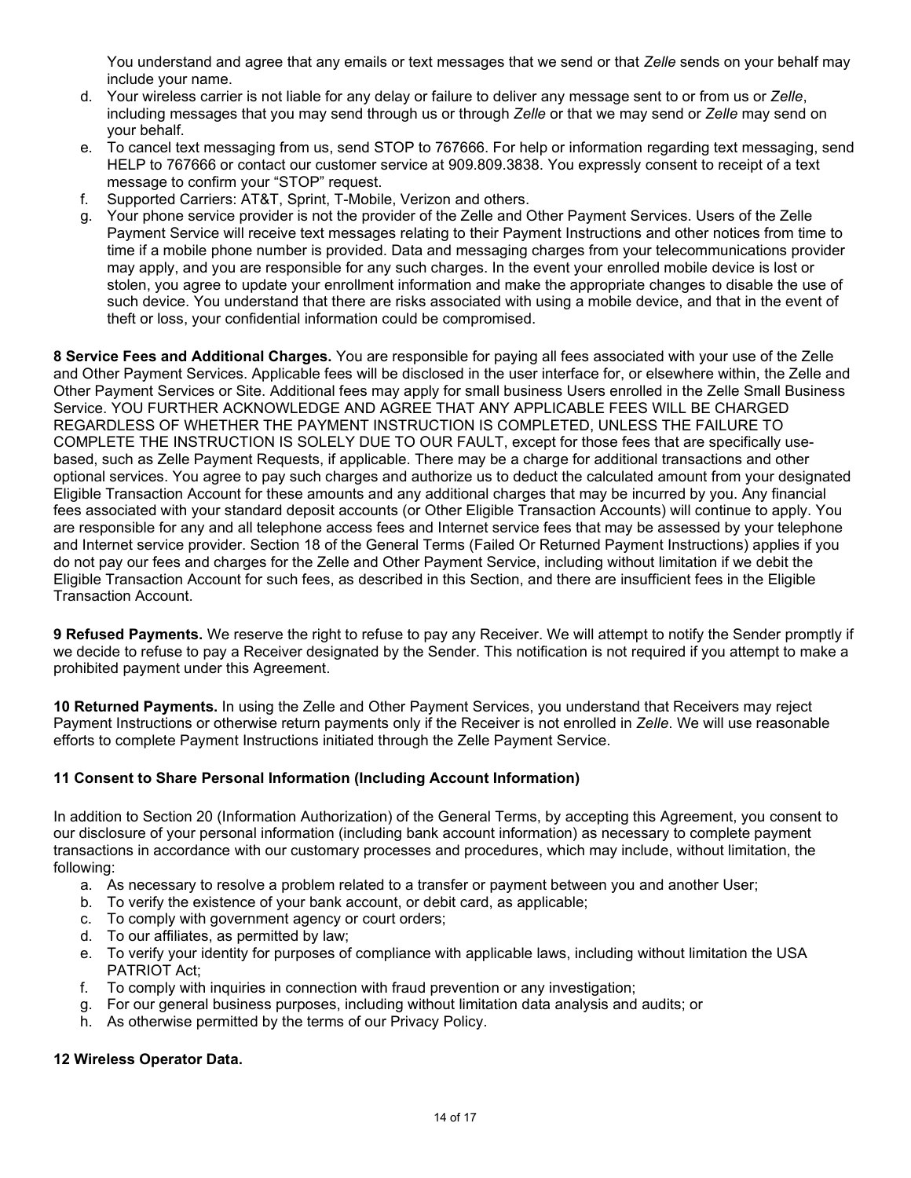You understand and agree that any emails or text messages that we send or that *Zelle* sends on your behalf may include your name.

d. Your wireless carrier is not liable for any delay or failure to deliver any message sent to or from us or *Zelle*, including messages that you may send through us or through *Zelle* or that we may send or *Zelle* may send on your behalf.
e. To cancel text messaging from us, send STOP to 767666. For help or information regarding text messaging, send HELP to 767666 or contact our customer service at 909.809.3838. You expressly consent to receipt of a text message to confirm your "STOP" request.
f. Supported Carriers: AT&T, Sprint, T-Mobile, Verizon and others.
g. Your phone service provider is not the provider of the Zelle and Other Payment Services. Users of the Zelle Payment Service will receive text messages relating to their Payment Instructions and other notices from time to time if a mobile phone number is provided. Data and messaging charges from your telecommunications provider may apply, and you are responsible for any such charges. In the event your enrolled mobile device is lost or stolen, you agree to update your enrollment information and make the appropriate changes to disable the use of such device. You understand that there are risks associated with using a mobile device, and that in the event of theft or loss, your confidential information could be compromised.

**8 Service Fees and Additional Charges.** You are responsible for paying all fees associated with your use of the Zelle and Other Payment Services. Applicable fees will be disclosed in the user interface for, or elsewhere within, the Zelle and Other Payment Services or Site. Additional fees may apply for small business Users enrolled in the Zelle Small Business Service. YOU FURTHER ACKNOWLEDGE AND AGREE THAT ANY APPLICABLE FEES WILL BE CHARGED REGARDLESS OF WHETHER THE PAYMENT INSTRUCTION IS COMPLETED, UNLESS THE FAILURE TO COMPLETE THE INSTRUCTION IS SOLELY DUE TO OUR FAULT, except for those fees that are specifically use-based, such as Zelle Payment Requests, if applicable. There may be a charge for additional transactions and other optional services. You agree to pay such charges and authorize us to deduct the calculated amount from your designated Eligible Transaction Account for these amounts and any additional charges that may be incurred by you. Any financial fees associated with your standard deposit accounts (or Other Eligible Transaction Accounts) will continue to apply. You are responsible for any and all telephone access fees and Internet service fees that may be assessed by your telephone and Internet service provider. Section 18 of the General Terms (Failed Or Returned Payment Instructions) applies if you do not pay our fees and charges for the Zelle and Other Payment Service, including without limitation if we debit the Eligible Transaction Account for such fees, as described in this Section, and there are insufficient fees in the Eligible Transaction Account.

**9 Refused Payments.** We reserve the right to refuse to pay any Receiver. We will attempt to notify the Sender promptly if we decide to refuse to pay a Receiver designated by the Sender. This notification is not required if you attempt to make a prohibited payment under this Agreement.

**10 Returned Payments.** In using the Zelle and Other Payment Services, you understand that Receivers may reject Payment Instructions or otherwise return payments only if the Receiver is not enrolled in *Zelle*. We will use reasonable efforts to complete Payment Instructions initiated through the Zelle Payment Service.

**11 Consent to Share Personal Information (Including Account Information)**

In addition to Section 20 (Information Authorization) of the General Terms, by accepting this Agreement, you consent to our disclosure of your personal information (including bank account information) as necessary to complete payment transactions in accordance with our customary processes and procedures, which may include, without limitation, the following:

a. As necessary to resolve a problem related to a transfer or payment between you and another User;
b. To verify the existence of your bank account, or debit card, as applicable;
c. To comply with government agency or court orders;
d. To our affiliates, as permitted by law;
e. To verify your identity for purposes of compliance with applicable laws, including without limitation the USA PATRIOT Act;
f. To comply with inquiries in connection with fraud prevention or any investigation;
g. For our general business purposes, including without limitation data analysis and audits; or
h. As otherwise permitted by the terms of our Privacy Policy.

**12 Wireless Operator Data.**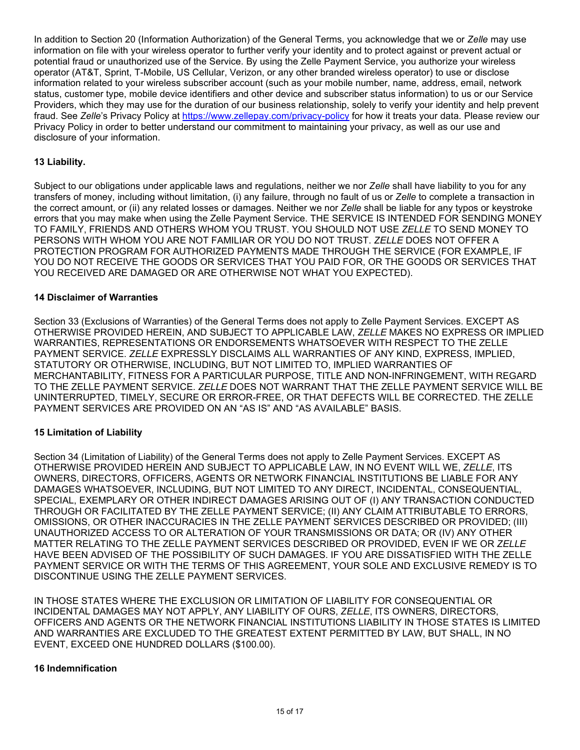In addition to Section 20 (Information Authorization) of the General Terms, you acknowledge that we or *Zelle* may use information on file with your wireless operator to further verify your identity and to protect against or prevent actual or potential fraud or unauthorized use of the Service. By using the Zelle Payment Service, you authorize your wireless operator (AT&T, Sprint, T-Mobile, US Cellular, Verizon, or any other branded wireless operator) to use or disclose information related to your wireless subscriber account (such as your mobile number, name, address, email, network status, customer type, mobile device identifiers and other device and subscriber status information) to us or our Service Providers, which they may use for the duration of our business relationship, solely to verify your identity and help prevent fraud. See *Zelle*'s Privacy Policy at [https://www.zellepay.com/privacy-policy](https://www.zellepay.com/privacy-policy) for how it treats your data. Please review our Privacy Policy in order to better understand our commitment to maintaining your privacy, as well as our use and disclosure of your information.

**13 Liability.**

Subject to our obligations under applicable laws and regulations, neither we nor *Zelle* shall have liability to you for any transfers of money, including without limitation, (i) any failure, through no fault of us or *Zelle* to complete a transaction in the correct amount, or (ii) any related losses or damages. Neither we nor *Zelle* shall be liable for any typos or keystroke errors that you may make when using the Zelle Payment Service. THE SERVICE IS INTENDED FOR SENDING MONEY TO FAMILY, FRIENDS AND OTHERS WHOM YOU TRUST. YOU SHOULD NOT USE *ZELLE* TO SEND MONEY TO PERSONS WITH WHOM YOU ARE NOT FAMILIAR OR YOU DO NOT TRUST. *ZELLE* DOES NOT OFFER A PROTECTION PROGRAM FOR AUTHORIZED PAYMENTS MADE THROUGH THE SERVICE (FOR EXAMPLE, IF YOU DO NOT RECEIVE THE GOODS OR SERVICES THAT YOU PAID FOR, OR THE GOODS OR SERVICES THAT YOU RECEIVED ARE DAMAGED OR ARE OTHERWISE NOT WHAT YOU EXPECTED).

**14 Disclaimer of Warranties**

Section 33 (Exclusions of Warranties) of the General Terms does not apply to Zelle Payment Services. EXCEPT AS OTHERWISE PROVIDED HEREIN, AND SUBJECT TO APPLICABLE LAW, *ZELLE* MAKES NO EXPRESS OR IMPLIED WARRANTIES, REPRESENTATIONS OR ENDORSEMENTS WHATSOEVER WITH RESPECT TO THE ZELLE PAYMENT SERVICE. *ZELLE* EXPRESSLY DISCLAIMS ALL WARRANTIES OF ANY KIND, EXPRESS, IMPLIED, STATUTORY OR OTHERWISE, INCLUDING, BUT NOT LIMITED TO, IMPLIED WARRANTIES OF MERCHANTABILITY, FITNESS FOR A PARTICULAR PURPOSE, TITLE AND NON-INFRINGEMENT, WITH REGARD TO THE ZELLE PAYMENT SERVICE. *ZELLE* DOES NOT WARRANT THAT THE ZELLE PAYMENT SERVICE WILL BE UNINTERRUPTED, TIMELY, SECURE OR ERROR-FREE, OR THAT DEFECTS WILL BE CORRECTED. THE ZELLE PAYMENT SERVICES ARE PROVIDED ON AN "AS IS" AND "AS AVAILABLE" BASIS.

**15 Limitation of Liability**

Section 34 (Limitation of Liability) of the General Terms does not apply to Zelle Payment Services. EXCEPT AS OTHERWISE PROVIDED HEREIN AND SUBJECT TO APPLICABLE LAW, IN NO EVENT WILL WE, *ZELLE*, ITS OWNERS, DIRECTORS, OFFICERS, AGENTS OR NETWORK FINANCIAL INSTITUTIONS BE LIABLE FOR ANY DAMAGES WHATSOEVER, INCLUDING, BUT NOT LIMITED TO ANY DIRECT, INCIDENTAL, CONSEQUENTIAL, SPECIAL, EXEMPLARY OR OTHER INDIRECT DAMAGES ARISING OUT OF (I) ANY TRANSACTION CONDUCTED THROUGH OR FACILITATED BY THE ZELLE PAYMENT SERVICE; (II) ANY CLAIM ATTRIBUTABLE TO ERRORS, OMISSIONS, OR OTHER INACCURACIES IN THE ZELLE PAYMENT SERVICES DESCRIBED OR PROVIDED; (III) UNAUTHORIZED ACCESS TO OR ALTERATION OF YOUR TRANSMISSIONS OR DATA; OR (IV) ANY OTHER MATTER RELATING TO THE ZELLE PAYMENT SERVICES DESCRIBED OR PROVIDED, EVEN IF WE OR *ZELLE* HAVE BEEN ADVISED OF THE POSSIBILITY OF SUCH DAMAGES. IF YOU ARE DISSATISFIED WITH THE ZELLE PAYMENT SERVICE OR WITH THE TERMS OF THIS AGREEMENT, YOUR SOLE AND EXCLUSIVE REMEDY IS TO DISCONTINUE USING THE ZELLE PAYMENT SERVICES.

IN THOSE STATES WHERE THE EXCLUSION OR LIMITATION OF LIABILITY FOR CONSEQUENTIAL OR INCIDENTAL DAMAGES MAY NOT APPLY, ANY LIABILITY OF OURS, *ZELLE*, ITS OWNERS, DIRECTORS, OFFICERS AND AGENTS OR THE NETWORK FINANCIAL INSTITUTIONS LIABILITY IN THOSE STATES IS LIMITED AND WARRANTIES ARE EXCLUDED TO THE GREATEST EXTENT PERMITTED BY LAW, BUT SHALL, IN NO EVENT, EXCEED ONE HUNDRED DOLLARS ($100.00).

**16 Indemnification**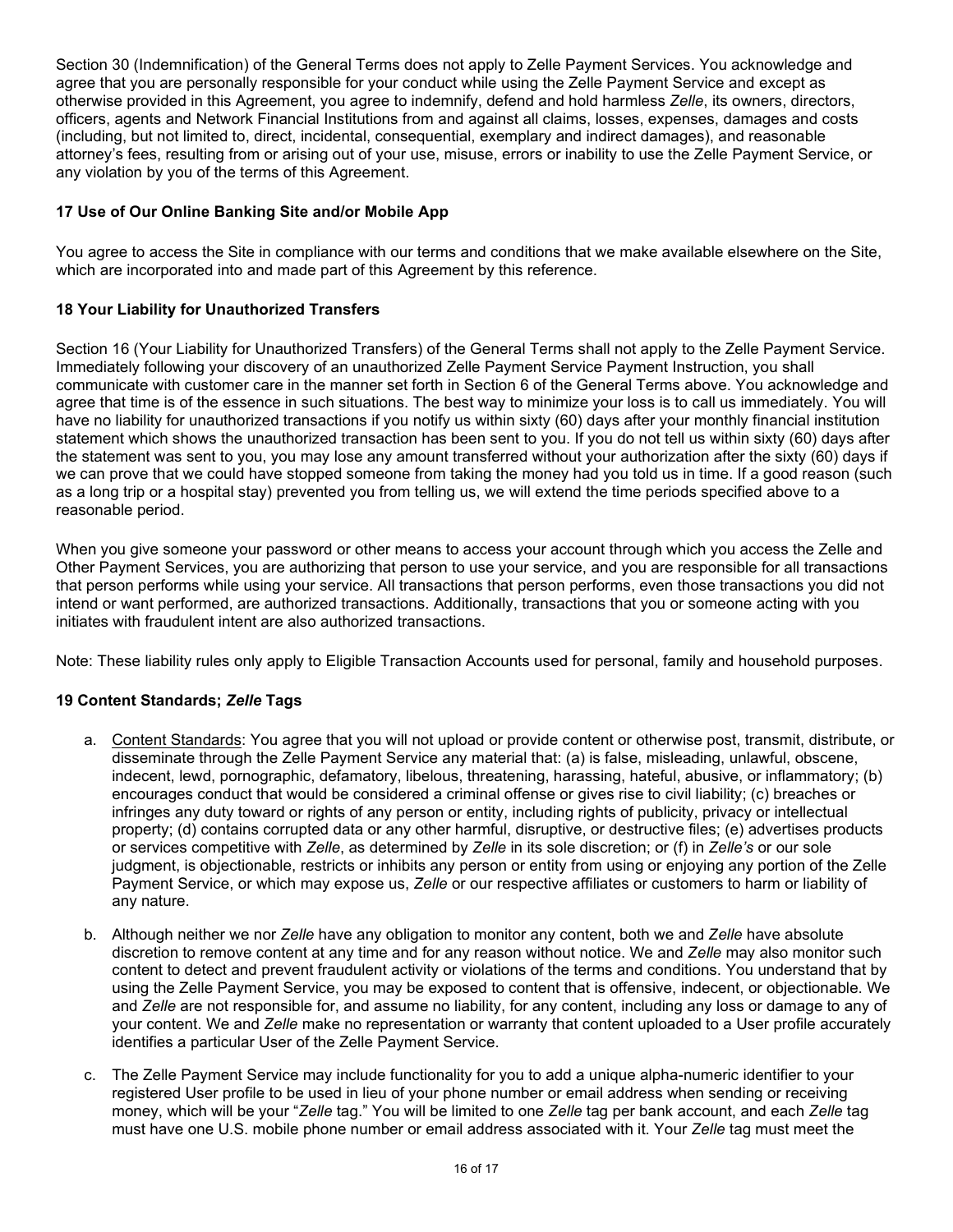Section 30 (Indemnification) of the General Terms does not apply to Zelle Payment Services. You acknowledge and agree that you are personally responsible for your conduct while using the Zelle Payment Service and except as otherwise provided in this Agreement, you agree to indemnify, defend and hold harmless *Zelle*, its owners, directors, officers, agents and Network Financial Institutions from and against all claims, losses, expenses, damages and costs (including, but not limited to, direct, incidental, consequential, exemplary and indirect damages), and reasonable attorney's fees, resulting from or arising out of your use, misuse, errors or inability to use the Zelle Payment Service, or any violation by you of the terms of this Agreement.

### 17 Use of Our Online Banking Site and/or Mobile App

You agree to access the Site in compliance with our terms and conditions that we make available elsewhere on the Site, which are incorporated into and made part of this Agreement by this reference.

### 18 Your Liability for Unauthorized Transfers

Section 16 (Your Liability for Unauthorized Transfers) of the General Terms shall not apply to the Zelle Payment Service. Immediately following your discovery of an unauthorized Zelle Payment Service Payment Instruction, you shall communicate with customer care in the manner set forth in Section 6 of the General Terms above. You acknowledge and agree that time is of the essence in such situations. The best way to minimize your loss is to call us immediately. You will have no liability for unauthorized transactions if you notify us within sixty (60) days after your monthly financial institution statement which shows the unauthorized transaction has been sent to you. If you do not tell us within sixty (60) days after the statement was sent to you, you may lose any amount transferred without your authorization after the sixty (60) days if we can prove that we could have stopped someone from taking the money had you told us in time. If a good reason (such as a long trip or a hospital stay) prevented you from telling us, we will extend the time periods specified above to a reasonable period.

When you give someone your password or other means to access your account through which you access the Zelle and Other Payment Services, you are authorizing that person to use your service, and you are responsible for all transactions that person performs while using your service. All transactions that person performs, even those transactions you did not intend or want performed, are authorized transactions. Additionally, transactions that you or someone acting with you initiates with fraudulent intent are also authorized transactions.

Note: These liability rules only apply to Eligible Transaction Accounts used for personal, family and household purposes.

### 19 Content Standards; *Zelle* Tags

a. Content Standards: You agree that you will not upload or provide content or otherwise post, transmit, distribute, or disseminate through the Zelle Payment Service any material that: (a) is false, misleading, unlawful, obscene, indecent, lewd, pornographic, defamatory, libelous, threatening, harassing, hateful, abusive, or inflammatory; (b) encourages conduct that would be considered a criminal offense or gives rise to civil liability; (c) breaches or infringes any duty toward or rights of any person or entity, including rights of publicity, privacy or intellectual property; (d) contains corrupted data or any other harmful, disruptive, or destructive files; (e) advertises products or services competitive with *Zelle*, as determined by *Zelle* in its sole discretion; or (f) in *Zelle's* or our sole judgment, is objectionable, restricts or inhibits any person or entity from using or enjoying any portion of the Zelle Payment Service, or which may expose us, *Zelle* or our respective affiliates or customers to harm or liability of any nature.

b. Although neither we nor *Zelle* have any obligation to monitor any content, both we and *Zelle* have absolute discretion to remove content at any time and for any reason without notice. We and *Zelle* may also monitor such content to detect and prevent fraudulent activity or violations of the terms and conditions. You understand that by using the Zelle Payment Service, you may be exposed to content that is offensive, indecent, or objectionable. We and *Zelle* are not responsible for, and assume no liability, for any content, including any loss or damage to any of your content. We and *Zelle* make no representation or warranty that content uploaded to a User profile accurately identifies a particular User of the Zelle Payment Service.

c. The Zelle Payment Service may include functionality for you to add a unique alpha-numeric identifier to your registered User profile to be used in lieu of your phone number or email address when sending or receiving money, which will be your "*Zelle* tag." You will be limited to one *Zelle* tag per bank account, and each *Zelle* tag must have one U.S. mobile phone number or email address associated with it. Your *Zelle* tag must meet the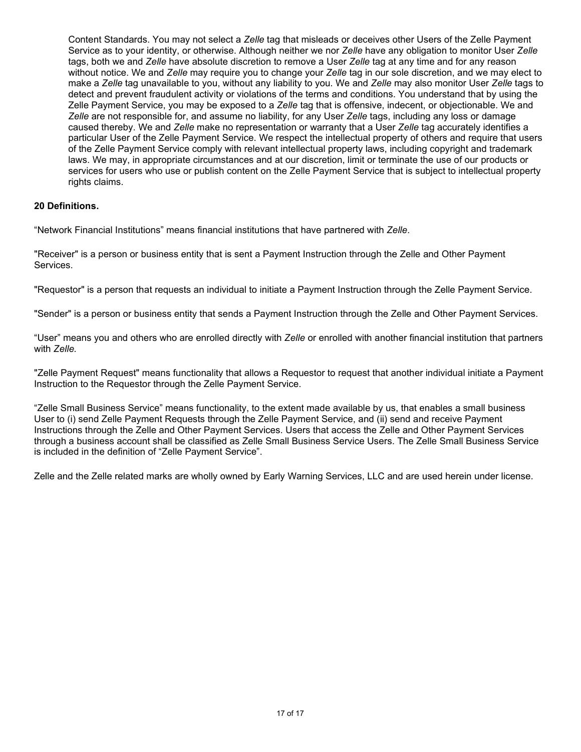Content Standards. You may not select a *Zelle* tag that misleads or deceives other Users of the Zelle Payment Service as to your identity, or otherwise. Although neither we nor *Zelle* have any obligation to monitor User *Zelle* tags, both we and *Zelle* have absolute discretion to remove a User *Zelle* tag at any time and for any reason without notice. We and *Zelle* may require you to change your *Zelle* tag in our sole discretion, and we may elect to make a *Zelle* tag unavailable to you, without any liability to you. We and *Zelle* may also monitor User *Zelle* tags to detect and prevent fraudulent activity or violations of the terms and conditions. You understand that by using the Zelle Payment Service, you may be exposed to a *Zelle* tag that is offensive, indecent, or objectionable. We and *Zelle* are not responsible for, and assume no liability, for any User *Zelle* tags, including any loss or damage caused thereby. We and *Zelle* make no representation or warranty that a User *Zelle* tag accurately identifies a particular User of the Zelle Payment Service. We respect the intellectual property of others and require that users of the Zelle Payment Service comply with relevant intellectual property laws, including copyright and trademark laws. We may, in appropriate circumstances and at our discretion, limit or terminate the use of our products or services for users who use or publish content on the Zelle Payment Service that is subject to intellectual property rights claims.

**20 Definitions.**

"Network Financial Institutions" means financial institutions that have partnered with *Zelle*.

"Receiver" is a person or business entity that is sent a Payment Instruction through the Zelle and Other Payment Services.

"Requestor" is a person that requests an individual to initiate a Payment Instruction through the Zelle Payment Service.

"Sender" is a person or business entity that sends a Payment Instruction through the Zelle and Other Payment Services.

"User" means you and others who are enrolled directly with *Zelle* or enrolled with another financial institution that partners with *Zelle*.

"Zelle Payment Request" means functionality that allows a Requestor to request that another individual initiate a Payment Instruction to the Requestor through the Zelle Payment Service.

"Zelle Small Business Service" means functionality, to the extent made available by us, that enables a small business User to (i) send Zelle Payment Requests through the Zelle Payment Service, and (ii) send and receive Payment Instructions through the Zelle and Other Payment Services. Users that access the Zelle and Other Payment Services through a business account shall be classified as Zelle Small Business Service Users. The Zelle Small Business Service is included in the definition of "Zelle Payment Service".

Zelle and the Zelle related marks are wholly owned by Early Warning Services, LLC and are used herein under license.